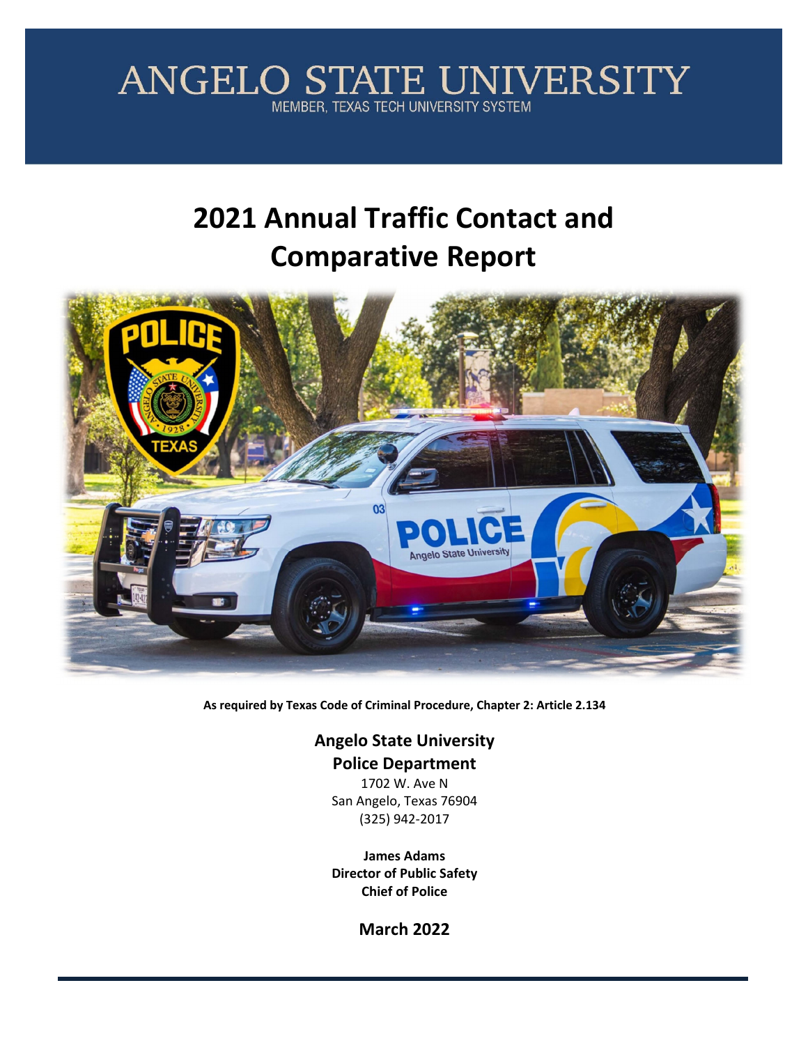# ANGELO STATE UNIVERSITY

MEMBER, TEXAS TECH UNIVERSITY SYSTEM

# 2021 Annual Traffic Contact and Comparative Report

**As required by Texas Code of Criminal Procedure, Chapter 2: Article 2.134**

## Angelo State University Police Department

1702 W. Ave N
San Angelo, Texas 76904
(325) 942-2017

**James Adams**
**Director of Public Safety**
**Chief of Police**

**March 2022**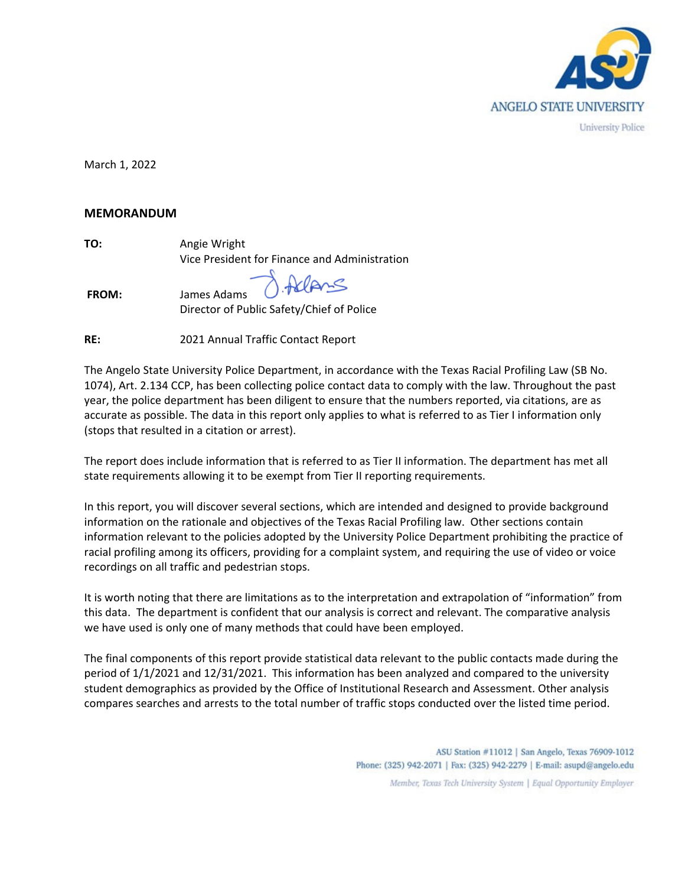ANGELO STATE UNIVERSITY

University Police

March 1, 2022

**MEMORANDUM**

**TO:** Angie Wright
Vice President for Finance and Administration

**FROM:** James Adams
Director of Public Safety/Chief of Police

**RE:** 2021 Annual Traffic Contact Report

The Angelo State University Police Department, in accordance with the Texas Racial Profiling Law (SB No. 1074), Art. 2.134 CCP, has been collecting police contact data to comply with the law. Throughout the past year, the police department has been diligent to ensure that the numbers reported, via citations, are as accurate as possible. The data in this report only applies to what is referred to as Tier I information only (stops that resulted in a citation or arrest).

The report does include information that is referred to as Tier II information. The department has met all state requirements allowing it to be exempt from Tier II reporting requirements.

In this report, you will discover several sections, which are intended and designed to provide background information on the rationale and objectives of the Texas Racial Profiling law. Other sections contain information relevant to the policies adopted by the University Police Department prohibiting the practice of racial profiling among its officers, providing for a complaint system, and requiring the use of video or voice recordings on all traffic and pedestrian stops.

It is worth noting that there are limitations as to the interpretation and extrapolation of "information" from this data. The department is confident that our analysis is correct and relevant. The comparative analysis we have used is only one of many methods that could have been employed.

The final components of this report provide statistical data relevant to the public contacts made during the period of 1/1/2021 and 12/31/2021. This information has been analyzed and compared to the university student demographics as provided by the Office of Institutional Research and Assessment. Other analysis compares searches and arrests to the total number of traffic stops conducted over the listed time period.

ASU Station #11012 | San Angelo, Texas 76909-1012
Phone: (325) 942-2071 | Fax: (325) 942-2279 | E-mail: asupd@angelo.edu

*Member, Texas Tech University System | Equal Opportunity Employer*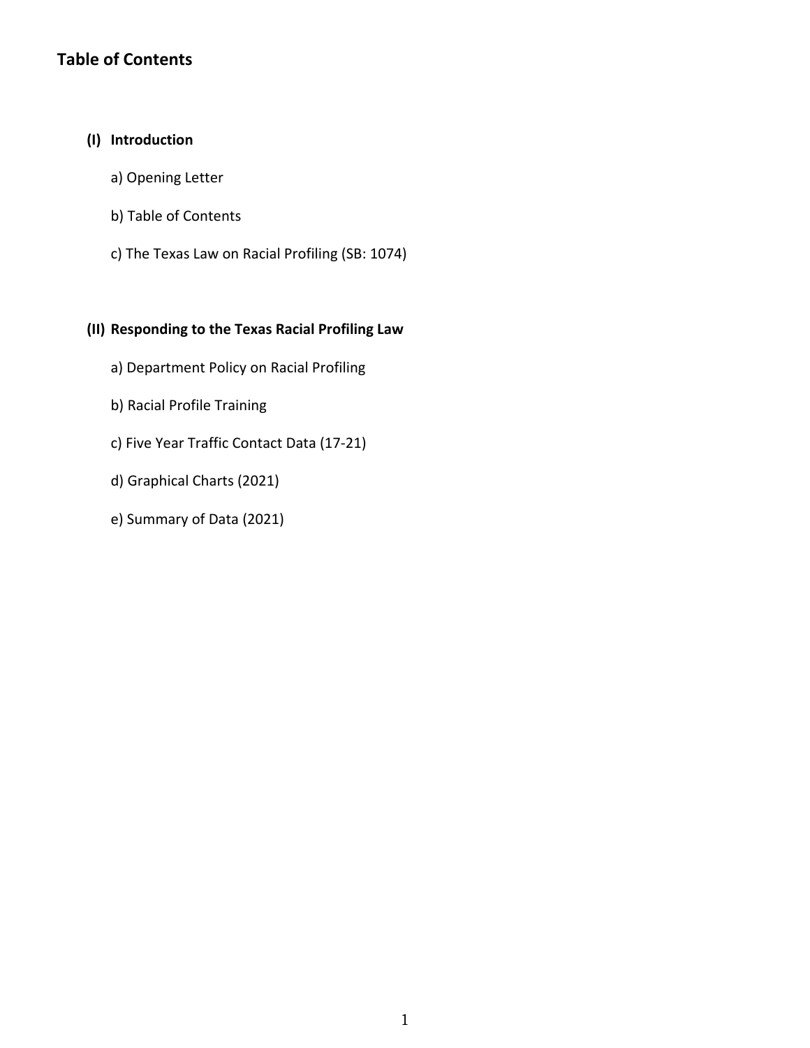# Table of Contents

**(I) Introduction**

a) Opening Letter

b) Table of Contents

c) The Texas Law on Racial Profiling (SB: 1074)

**(II) Responding to the Texas Racial Profiling Law**

a) Department Policy on Racial Profiling

b) Racial Profile Training

c) Five Year Traffic Contact Data (17-21)

d) Graphical Charts (2021)

e) Summary of Data (2021)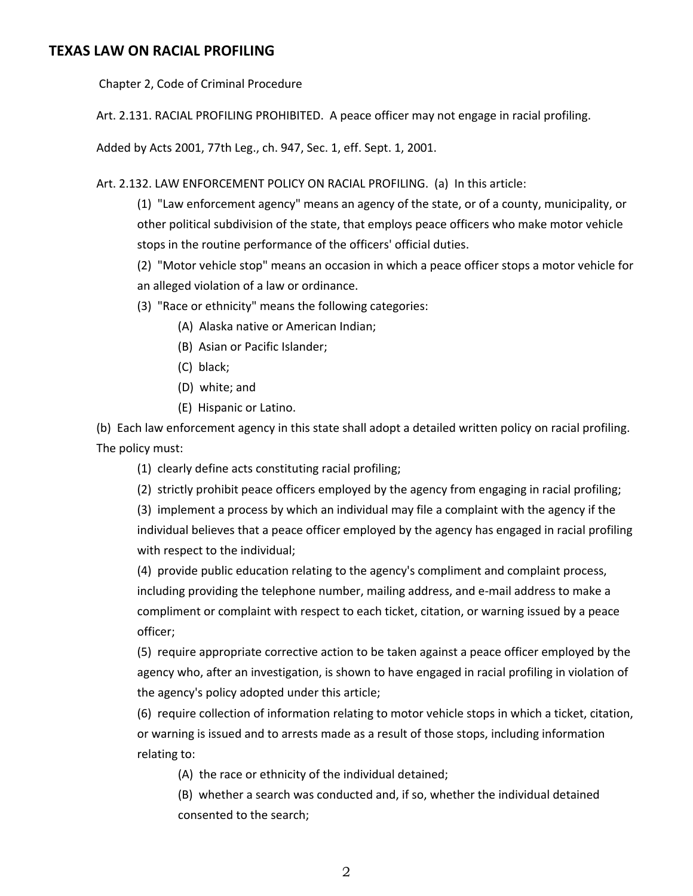## TEXAS LAW ON RACIAL PROFILING

Chapter 2, Code of Criminal Procedure

Art. 2.131. RACIAL PROFILING PROHIBITED. A peace officer may not engage in racial profiling.

Added by Acts 2001, 77th Leg., ch. 947, Sec. 1, eff. Sept. 1, 2001.

Art. 2.132. LAW ENFORCEMENT POLICY ON RACIAL PROFILING. (a) In this article:

(1) "Law enforcement agency" means an agency of the state, or of a county, municipality, or other political subdivision of the state, that employs peace officers who make motor vehicle stops in the routine performance of the officers' official duties.

(2) "Motor vehicle stop" means an occasion in which a peace officer stops a motor vehicle for an alleged violation of a law or ordinance.

(3) "Race or ethnicity" means the following categories:

(A) Alaska native or American Indian;

(B) Asian or Pacific Islander;

(C) black;

(D) white; and

(E) Hispanic or Latino.

(b) Each law enforcement agency in this state shall adopt a detailed written policy on racial profiling. The policy must:

(1) clearly define acts constituting racial profiling;

(2) strictly prohibit peace officers employed by the agency from engaging in racial profiling;

(3) implement a process by which an individual may file a complaint with the agency if the individual believes that a peace officer employed by the agency has engaged in racial profiling with respect to the individual;

(4) provide public education relating to the agency's compliment and complaint process, including providing the telephone number, mailing address, and e-mail address to make a compliment or complaint with respect to each ticket, citation, or warning issued by a peace officer;

(5) require appropriate corrective action to be taken against a peace officer employed by the agency who, after an investigation, is shown to have engaged in racial profiling in violation of the agency's policy adopted under this article;

(6) require collection of information relating to motor vehicle stops in which a ticket, citation, or warning is issued and to arrests made as a result of those stops, including information relating to:

(A) the race or ethnicity of the individual detained;

(B) whether a search was conducted and, if so, whether the individual detained consented to the search;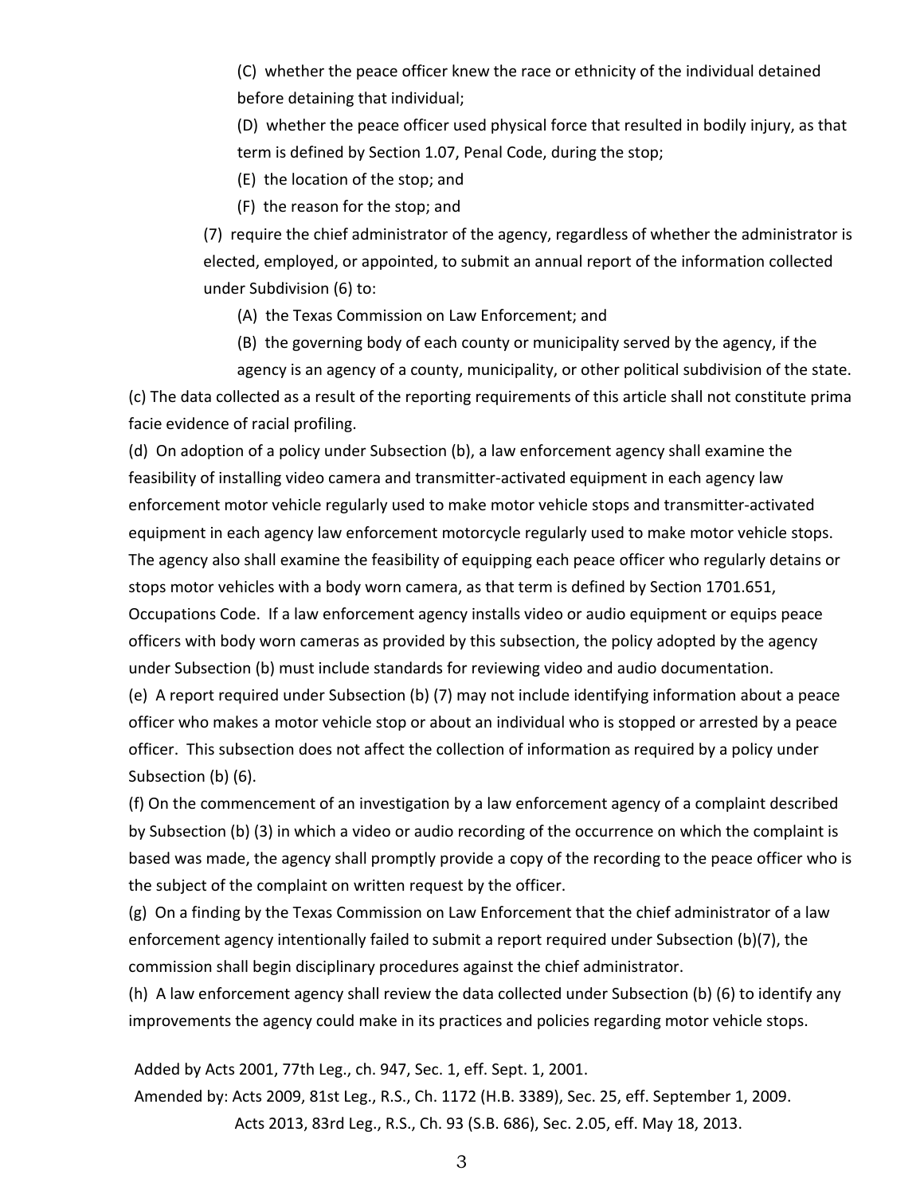(C) whether the peace officer knew the race or ethnicity of the individual detained before detaining that individual;

(D) whether the peace officer used physical force that resulted in bodily injury, as that term is defined by Section 1.07, Penal Code, during the stop;

(E) the location of the stop; and

(F) the reason for the stop; and

(7) require the chief administrator of the agency, regardless of whether the administrator is elected, employed, or appointed, to submit an annual report of the information collected under Subdivision (6) to:

(A) the Texas Commission on Law Enforcement; and

(B) the governing body of each county or municipality served by the agency, if the agency is an agency of a county, municipality, or other political subdivision of the state.

(c) The data collected as a result of the reporting requirements of this article shall not constitute prima facie evidence of racial profiling.

(d) On adoption of a policy under Subsection (b), a law enforcement agency shall examine the feasibility of installing video camera and transmitter-activated equipment in each agency law enforcement motor vehicle regularly used to make motor vehicle stops and transmitter-activated equipment in each agency law enforcement motorcycle regularly used to make motor vehicle stops. The agency also shall examine the feasibility of equipping each peace officer who regularly detains or stops motor vehicles with a body worn camera, as that term is defined by Section 1701.651, Occupations Code. If a law enforcement agency installs video or audio equipment or equips peace officers with body worn cameras as provided by this subsection, the policy adopted by the agency under Subsection (b) must include standards for reviewing video and audio documentation.

(e) A report required under Subsection (b) (7) may not include identifying information about a peace officer who makes a motor vehicle stop or about an individual who is stopped or arrested by a peace officer. This subsection does not affect the collection of information as required by a policy under Subsection (b) (6).

(f) On the commencement of an investigation by a law enforcement agency of a complaint described by Subsection (b) (3) in which a video or audio recording of the occurrence on which the complaint is based was made, the agency shall promptly provide a copy of the recording to the peace officer who is the subject of the complaint on written request by the officer.

(g) On a finding by the Texas Commission on Law Enforcement that the chief administrator of a law enforcement agency intentionally failed to submit a report required under Subsection (b)(7), the commission shall begin disciplinary procedures against the chief administrator.

(h) A law enforcement agency shall review the data collected under Subsection (b) (6) to identify any improvements the agency could make in its practices and policies regarding motor vehicle stops.

Added by Acts 2001, 77th Leg., ch. 947, Sec. 1, eff. Sept. 1, 2001.

Amended by: Acts 2009, 81st Leg., R.S., Ch. 1172 (H.B. 3389), Sec. 25, eff. September 1, 2009.

Acts 2013, 83rd Leg., R.S., Ch. 93 (S.B. 686), Sec. 2.05, eff. May 18, 2013.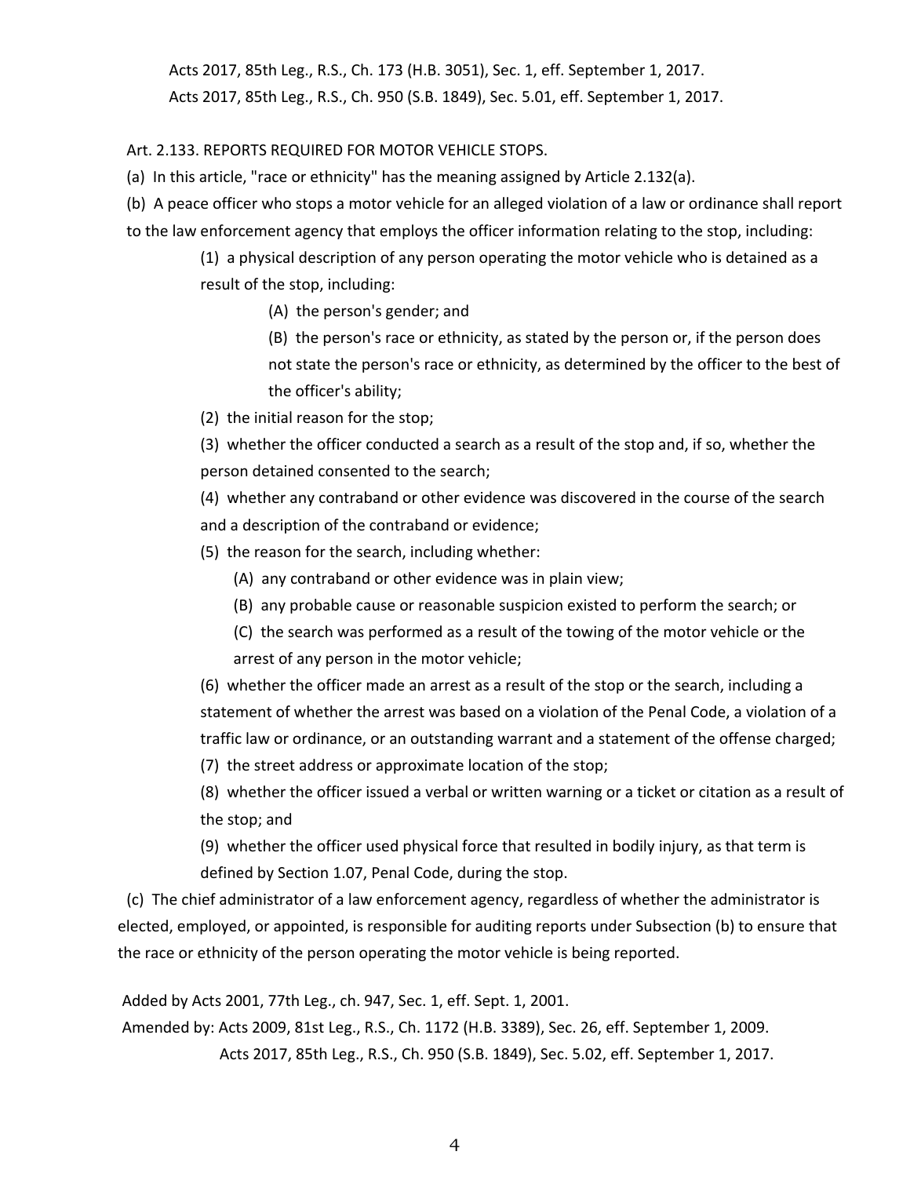Acts 2017, 85th Leg., R.S., Ch. 173 (H.B. 3051), Sec. 1, eff. September 1, 2017.

Acts 2017, 85th Leg., R.S., Ch. 950 (S.B. 1849), Sec. 5.01, eff. September 1, 2017.

Art. 2.133. REPORTS REQUIRED FOR MOTOR VEHICLE STOPS.

(a) In this article, "race or ethnicity" has the meaning assigned by Article 2.132(a).

(b) A peace officer who stops a motor vehicle for an alleged violation of a law or ordinance shall report to the law enforcement agency that employs the officer information relating to the stop, including:

(1) a physical description of any person operating the motor vehicle who is detained as a result of the stop, including:

(A) the person's gender; and

(B) the person's race or ethnicity, as stated by the person or, if the person does not state the person's race or ethnicity, as determined by the officer to the best of the officer's ability;

(2) the initial reason for the stop;

(3) whether the officer conducted a search as a result of the stop and, if so, whether the person detained consented to the search;

(4) whether any contraband or other evidence was discovered in the course of the search and a description of the contraband or evidence;

(5) the reason for the search, including whether:

(A) any contraband or other evidence was in plain view;

(B) any probable cause or reasonable suspicion existed to perform the search; or

(C) the search was performed as a result of the towing of the motor vehicle or the arrest of any person in the motor vehicle;

(6) whether the officer made an arrest as a result of the stop or the search, including a statement of whether the arrest was based on a violation of the Penal Code, a violation of a traffic law or ordinance, or an outstanding warrant and a statement of the offense charged;

(7) the street address or approximate location of the stop;

(8) whether the officer issued a verbal or written warning or a ticket or citation as a result of the stop; and

(9) whether the officer used physical force that resulted in bodily injury, as that term is defined by Section 1.07, Penal Code, during the stop.

(c) The chief administrator of a law enforcement agency, regardless of whether the administrator is elected, employed, or appointed, is responsible for auditing reports under Subsection (b) to ensure that the race or ethnicity of the person operating the motor vehicle is being reported.

Added by Acts 2001, 77th Leg., ch. 947, Sec. 1, eff. Sept. 1, 2001.

Amended by: Acts 2009, 81st Leg., R.S., Ch. 1172 (H.B. 3389), Sec. 26, eff. September 1, 2009.

Acts 2017, 85th Leg., R.S., Ch. 950 (S.B. 1849), Sec. 5.02, eff. September 1, 2017.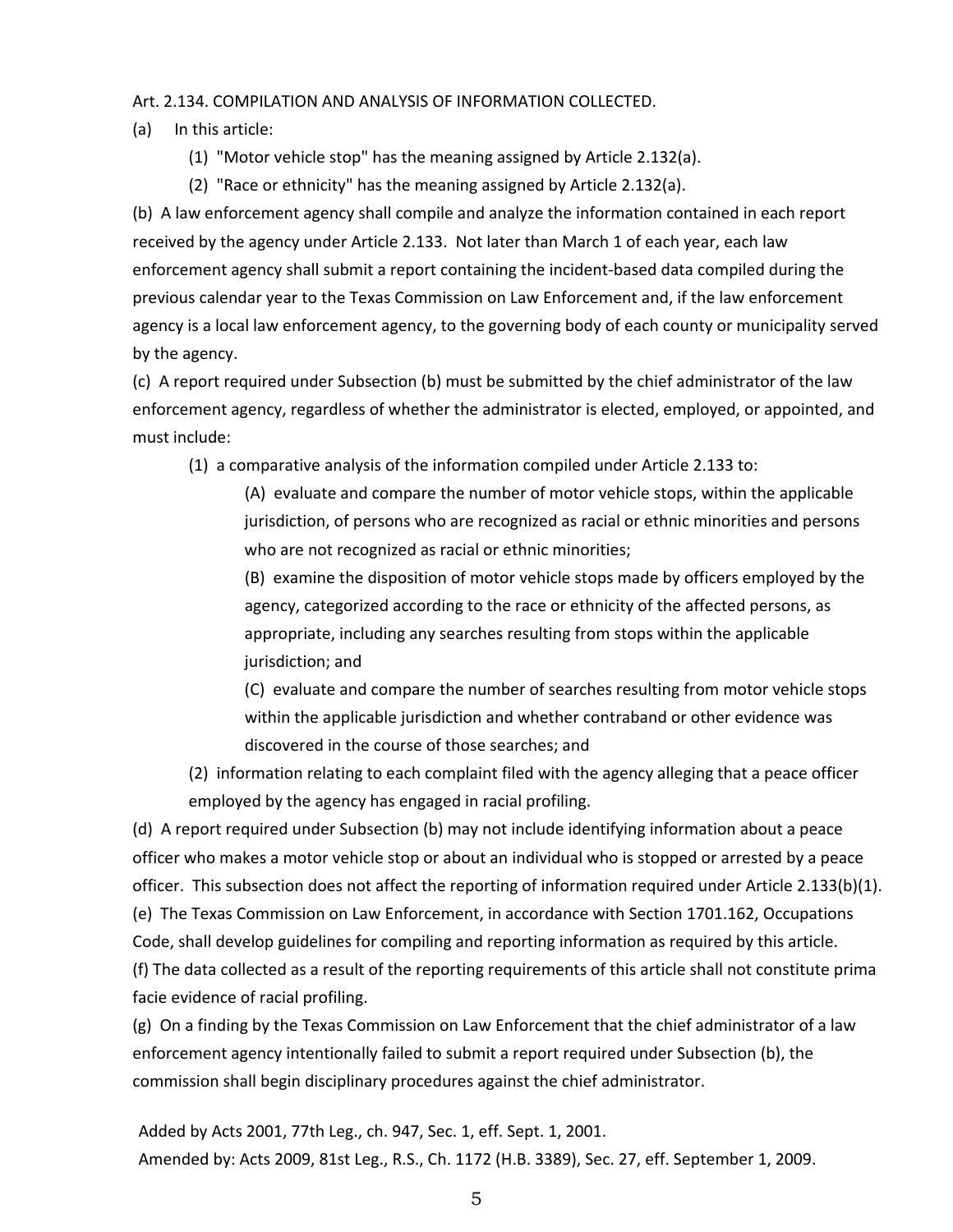Art. 2.134. COMPILATION AND ANALYSIS OF INFORMATION COLLECTED.

(a) In this article:

(1) "Motor vehicle stop" has the meaning assigned by Article 2.132(a).

(2) "Race or ethnicity" has the meaning assigned by Article 2.132(a).

(b) A law enforcement agency shall compile and analyze the information contained in each report received by the agency under Article 2.133. Not later than March 1 of each year, each law enforcement agency shall submit a report containing the incident-based data compiled during the previous calendar year to the Texas Commission on Law Enforcement and, if the law enforcement agency is a local law enforcement agency, to the governing body of each county or municipality served by the agency.

(c) A report required under Subsection (b) must be submitted by the chief administrator of the law enforcement agency, regardless of whether the administrator is elected, employed, or appointed, and must include:

(1) a comparative analysis of the information compiled under Article 2.133 to:

(A) evaluate and compare the number of motor vehicle stops, within the applicable jurisdiction, of persons who are recognized as racial or ethnic minorities and persons who are not recognized as racial or ethnic minorities;

(B) examine the disposition of motor vehicle stops made by officers employed by the agency, categorized according to the race or ethnicity of the affected persons, as appropriate, including any searches resulting from stops within the applicable jurisdiction; and

(C) evaluate and compare the number of searches resulting from motor vehicle stops within the applicable jurisdiction and whether contraband or other evidence was discovered in the course of those searches; and

(2) information relating to each complaint filed with the agency alleging that a peace officer employed by the agency has engaged in racial profiling.

(d) A report required under Subsection (b) may not include identifying information about a peace officer who makes a motor vehicle stop or about an individual who is stopped or arrested by a peace officer. This subsection does not affect the reporting of information required under Article 2.133(b)(1).

(e) The Texas Commission on Law Enforcement, in accordance with Section 1701.162, Occupations Code, shall develop guidelines for compiling and reporting information as required by this article.

(f) The data collected as a result of the reporting requirements of this article shall not constitute prima facie evidence of racial profiling.

(g) On a finding by the Texas Commission on Law Enforcement that the chief administrator of a law enforcement agency intentionally failed to submit a report required under Subsection (b), the commission shall begin disciplinary procedures against the chief administrator.

Added by Acts 2001, 77th Leg., ch. 947, Sec. 1, eff. Sept. 1, 2001.
Amended by: Acts 2009, 81st Leg., R.S., Ch. 1172 (H.B. 3389), Sec. 27, eff. September 1, 2009.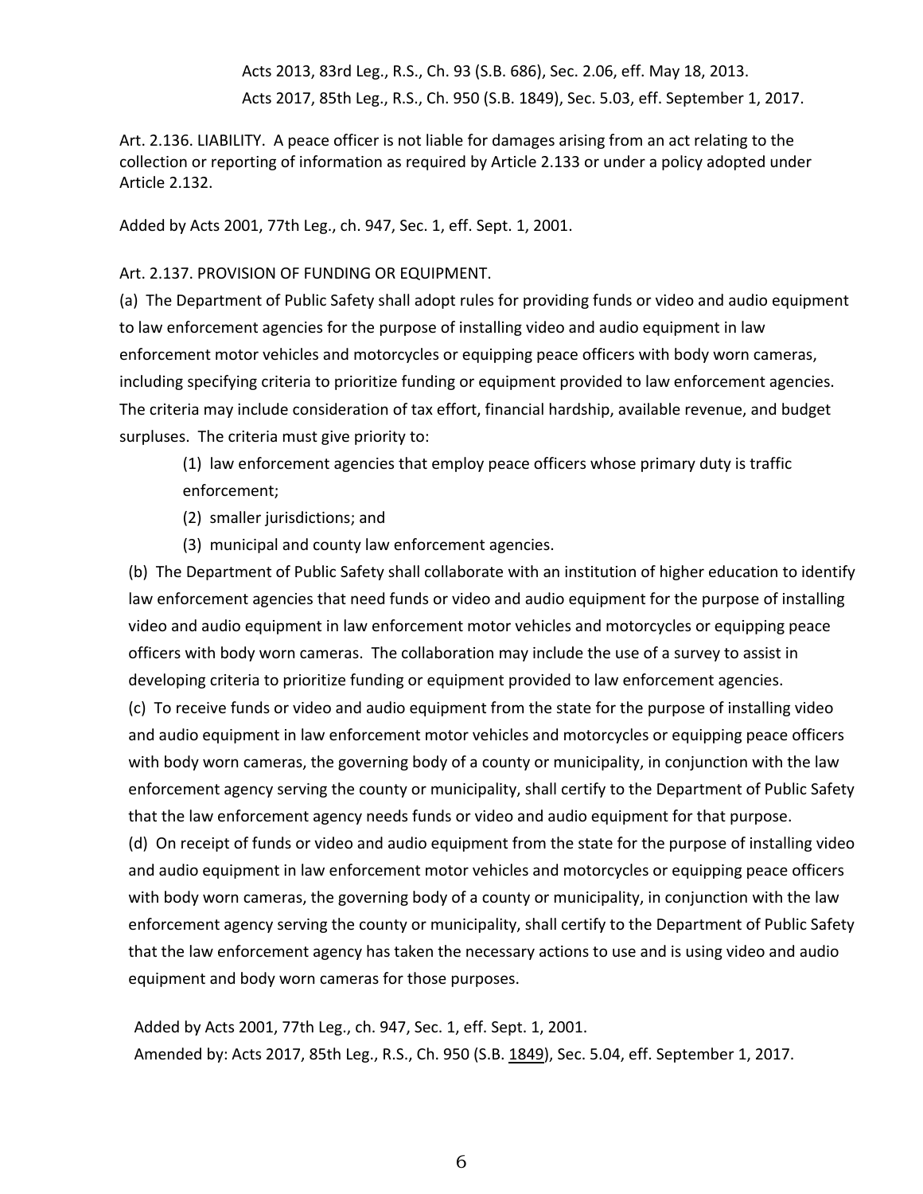Acts 2013, 83rd Leg., R.S., Ch. 93 (S.B. 686), Sec. 2.06, eff. May 18, 2013.
Acts 2017, 85th Leg., R.S., Ch. 950 (S.B. 1849), Sec. 5.03, eff. September 1, 2017.

Art. 2.136. LIABILITY. A peace officer is not liable for damages arising from an act relating to the collection or reporting of information as required by Article 2.133 or under a policy adopted under Article 2.132.

Added by Acts 2001, 77th Leg., ch. 947, Sec. 1, eff. Sept. 1, 2001.

Art. 2.137. PROVISION OF FUNDING OR EQUIPMENT.

(a) The Department of Public Safety shall adopt rules for providing funds or video and audio equipment to law enforcement agencies for the purpose of installing video and audio equipment in law enforcement motor vehicles and motorcycles or equipping peace officers with body worn cameras, including specifying criteria to prioritize funding or equipment provided to law enforcement agencies. The criteria may include consideration of tax effort, financial hardship, available revenue, and budget surpluses. The criteria must give priority to:

(1) law enforcement agencies that employ peace officers whose primary duty is traffic enforcement;

(2) smaller jurisdictions; and

(3) municipal and county law enforcement agencies.

(b) The Department of Public Safety shall collaborate with an institution of higher education to identify law enforcement agencies that need funds or video and audio equipment for the purpose of installing video and audio equipment in law enforcement motor vehicles and motorcycles or equipping peace officers with body worn cameras. The collaboration may include the use of a survey to assist in developing criteria to prioritize funding or equipment provided to law enforcement agencies.

(c) To receive funds or video and audio equipment from the state for the purpose of installing video and audio equipment in law enforcement motor vehicles and motorcycles or equipping peace officers with body worn cameras, the governing body of a county or municipality, in conjunction with the law enforcement agency serving the county or municipality, shall certify to the Department of Public Safety that the law enforcement agency needs funds or video and audio equipment for that purpose.

(d) On receipt of funds or video and audio equipment from the state for the purpose of installing video and audio equipment in law enforcement motor vehicles and motorcycles or equipping peace officers with body worn cameras, the governing body of a county or municipality, in conjunction with the law enforcement agency serving the county or municipality, shall certify to the Department of Public Safety that the law enforcement agency has taken the necessary actions to use and is using video and audio equipment and body worn cameras for those purposes.

Added by Acts 2001, 77th Leg., ch. 947, Sec. 1, eff. Sept. 1, 2001.
Amended by: Acts 2017, 85th Leg., R.S., Ch. 950 (S.B. 1849), Sec. 5.04, eff. September 1, 2017.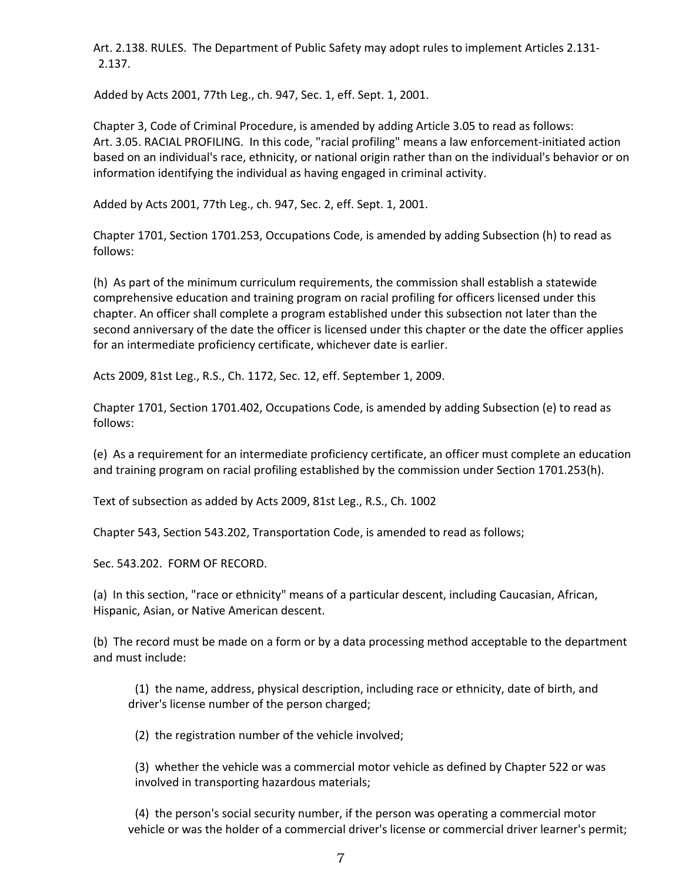Art. 2.138. RULES. The Department of Public Safety may adopt rules to implement Articles 2.131-2.137.

Added by Acts 2001, 77th Leg., ch. 947, Sec. 1, eff. Sept. 1, 2001.

Chapter 3, Code of Criminal Procedure, is amended by adding Article 3.05 to read as follows:
Art. 3.05. RACIAL PROFILING. In this code, "racial profiling" means a law enforcement-initiated action based on an individual's race, ethnicity, or national origin rather than on the individual's behavior or on information identifying the individual as having engaged in criminal activity.

Added by Acts 2001, 77th Leg., ch. 947, Sec. 2, eff. Sept. 1, 2001.

Chapter 1701, Section 1701.253, Occupations Code, is amended by adding Subsection (h) to read as follows:

(h) As part of the minimum curriculum requirements, the commission shall establish a statewide comprehensive education and training program on racial profiling for officers licensed under this chapter. An officer shall complete a program established under this subsection not later than the second anniversary of the date the officer is licensed under this chapter or the date the officer applies for an intermediate proficiency certificate, whichever date is earlier.

Acts 2009, 81st Leg., R.S., Ch. 1172, Sec. 12, eff. September 1, 2009.

Chapter 1701, Section 1701.402, Occupations Code, is amended by adding Subsection (e) to read as follows:

(e) As a requirement for an intermediate proficiency certificate, an officer must complete an education and training program on racial profiling established by the commission under Section 1701.253(h).

Text of subsection as added by Acts 2009, 81st Leg., R.S., Ch. 1002

Chapter 543, Section 543.202, Transportation Code, is amended to read as follows;

Sec. 543.202. FORM OF RECORD.

(a) In this section, "race or ethnicity" means of a particular descent, including Caucasian, African, Hispanic, Asian, or Native American descent.

(b) The record must be made on a form or by a data processing method acceptable to the department and must include:

(1) the name, address, physical description, including race or ethnicity, date of birth, and driver's license number of the person charged;

(2) the registration number of the vehicle involved;

(3) whether the vehicle was a commercial motor vehicle as defined by Chapter 522 or was involved in transporting hazardous materials;

(4) the person's social security number, if the person was operating a commercial motor vehicle or was the holder of a commercial driver's license or commercial driver learner's permit;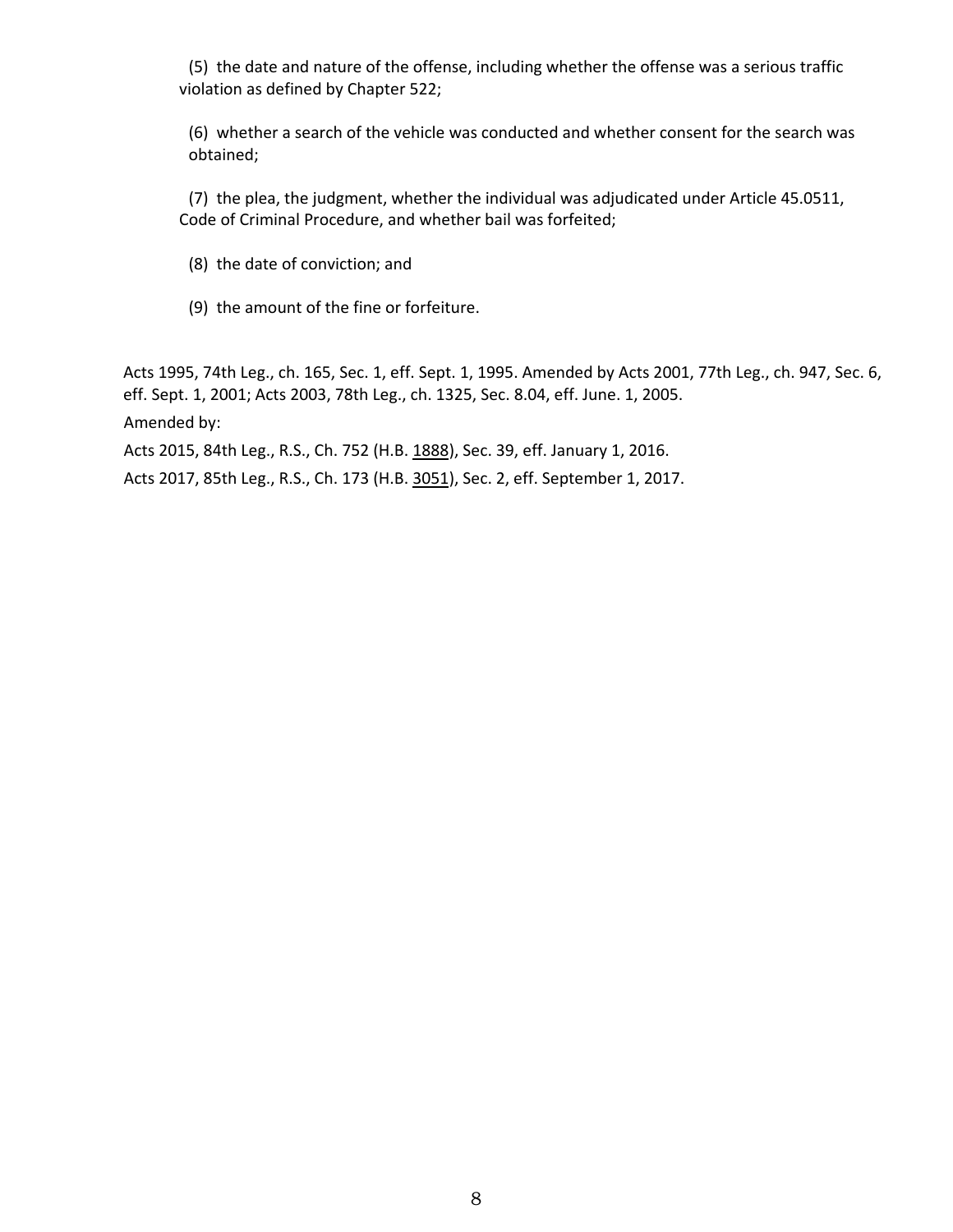(5) the date and nature of the offense, including whether the offense was a serious traffic violation as defined by Chapter 522;

(6) whether a search of the vehicle was conducted and whether consent for the search was obtained;

(7) the plea, the judgment, whether the individual was adjudicated under Article 45.0511, Code of Criminal Procedure, and whether bail was forfeited;

(8) the date of conviction; and

(9) the amount of the fine or forfeiture.

Acts 1995, 74th Leg., ch. 165, Sec. 1, eff. Sept. 1, 1995. Amended by Acts 2001, 77th Leg., ch. 947, Sec. 6, eff. Sept. 1, 2001; Acts 2003, 78th Leg., ch. 1325, Sec. 8.04, eff. June. 1, 2005.

Amended by:

Acts 2015, 84th Leg., R.S., Ch. 752 (H.B. 1888), Sec. 39, eff. January 1, 2016.

Acts 2017, 85th Leg., R.S., Ch. 173 (H.B. 3051), Sec. 2, eff. September 1, 2017.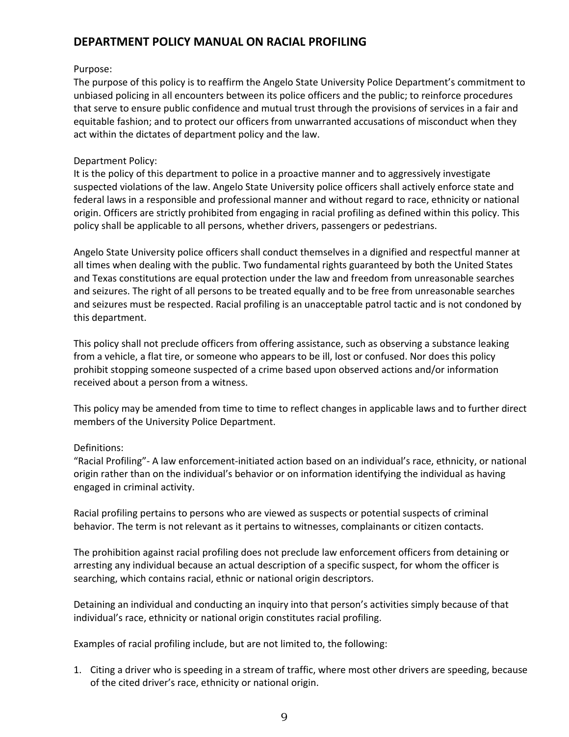## DEPARTMENT POLICY MANUAL ON RACIAL PROFILING

Purpose:
The purpose of this policy is to reaffirm the Angelo State University Police Department's commitment to unbiased policing in all encounters between its police officers and the public; to reinforce procedures that serve to ensure public confidence and mutual trust through the provisions of services in a fair and equitable fashion; and to protect our officers from unwarranted accusations of misconduct when they act within the dictates of department policy and the law.

Department Policy:
It is the policy of this department to police in a proactive manner and to aggressively investigate suspected violations of the law. Angelo State University police officers shall actively enforce state and federal laws in a responsible and professional manner and without regard to race, ethnicity or national origin. Officers are strictly prohibited from engaging in racial profiling as defined within this policy. This policy shall be applicable to all persons, whether drivers, passengers or pedestrians.

Angelo State University police officers shall conduct themselves in a dignified and respectful manner at all times when dealing with the public. Two fundamental rights guaranteed by both the United States and Texas constitutions are equal protection under the law and freedom from unreasonable searches and seizures. The right of all persons to be treated equally and to be free from unreasonable searches and seizures must be respected. Racial profiling is an unacceptable patrol tactic and is not condoned by this department.

This policy shall not preclude officers from offering assistance, such as observing a substance leaking from a vehicle, a flat tire, or someone who appears to be ill, lost or confused. Nor does this policy prohibit stopping someone suspected of a crime based upon observed actions and/or information received about a person from a witness.

This policy may be amended from time to time to reflect changes in applicable laws and to further direct members of the University Police Department.

Definitions:
"Racial Profiling"- A law enforcement-initiated action based on an individual's race, ethnicity, or national origin rather than on the individual's behavior or on information identifying the individual as having engaged in criminal activity.

Racial profiling pertains to persons who are viewed as suspects or potential suspects of criminal behavior. The term is not relevant as it pertains to witnesses, complainants or citizen contacts.

The prohibition against racial profiling does not preclude law enforcement officers from detaining or arresting any individual because an actual description of a specific suspect, for whom the officer is searching, which contains racial, ethnic or national origin descriptors.

Detaining an individual and conducting an inquiry into that person's activities simply because of that individual's race, ethnicity or national origin constitutes racial profiling.

Examples of racial profiling include, but are not limited to, the following:

1. Citing a driver who is speeding in a stream of traffic, where most other drivers are speeding, because of the cited driver's race, ethnicity or national origin.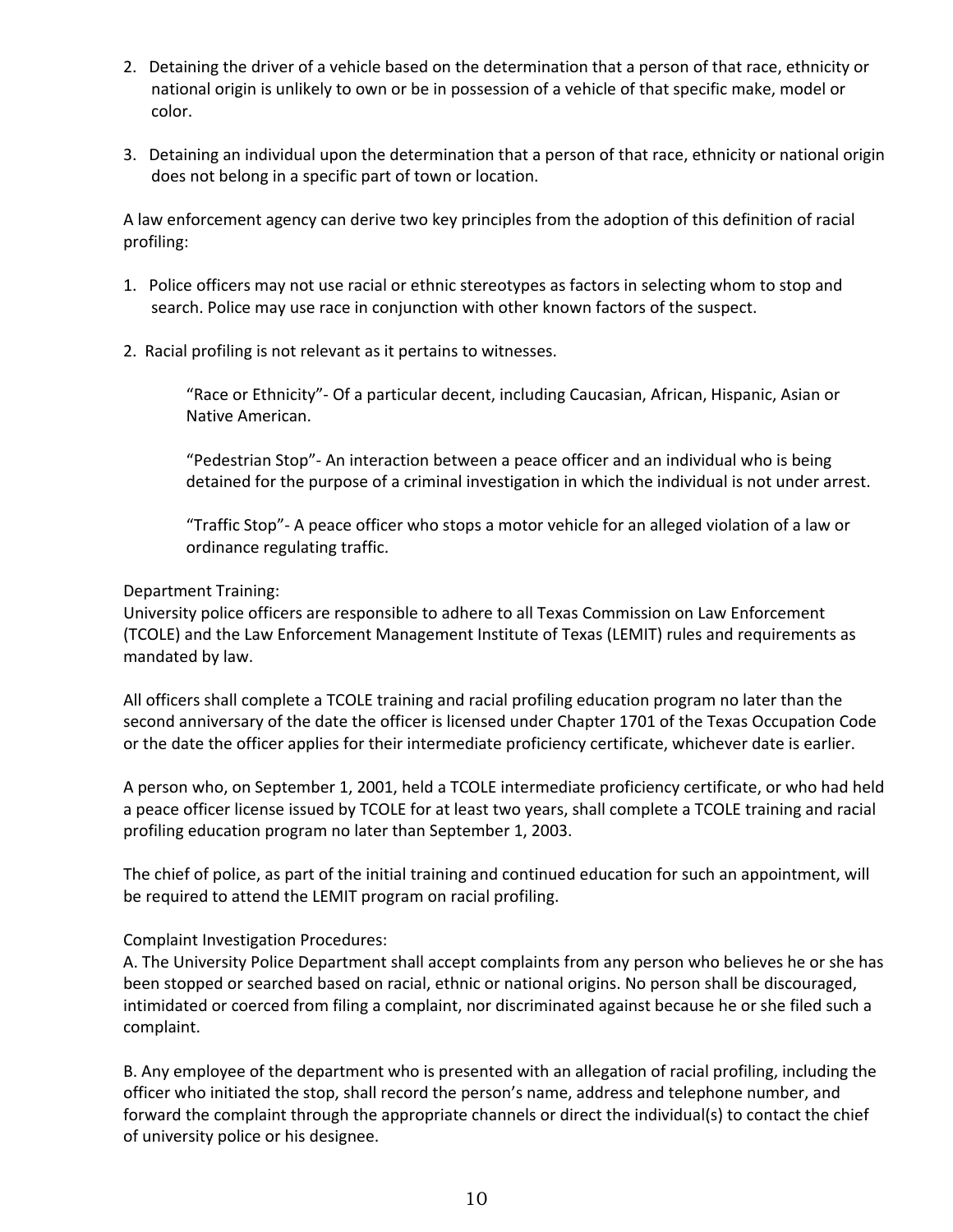2. Detaining the driver of a vehicle based on the determination that a person of that race, ethnicity or national origin is unlikely to own or be in possession of a vehicle of that specific make, model or color.

3. Detaining an individual upon the determination that a person of that race, ethnicity or national origin does not belong in a specific part of town or location.

A law enforcement agency can derive two key principles from the adoption of this definition of racial profiling:

1. Police officers may not use racial or ethnic stereotypes as factors in selecting whom to stop and search. Police may use race in conjunction with other known factors of the suspect.

2. Racial profiling is not relevant as it pertains to witnesses.

> "Race or Ethnicity"- Of a particular decent, including Caucasian, African, Hispanic, Asian or Native American.
>
> "Pedestrian Stop"- An interaction between a peace officer and an individual who is being detained for the purpose of a criminal investigation in which the individual is not under arrest.
>
> "Traffic Stop"- A peace officer who stops a motor vehicle for an alleged violation of a law or ordinance regulating traffic.

Department Training:
University police officers are responsible to adhere to all Texas Commission on Law Enforcement (TCOLE) and the Law Enforcement Management Institute of Texas (LEMIT) rules and requirements as mandated by law.

All officers shall complete a TCOLE training and racial profiling education program no later than the second anniversary of the date the officer is licensed under Chapter 1701 of the Texas Occupation Code or the date the officer applies for their intermediate proficiency certificate, whichever date is earlier.

A person who, on September 1, 2001, held a TCOLE intermediate proficiency certificate, or who had held a peace officer license issued by TCOLE for at least two years, shall complete a TCOLE training and racial profiling education program no later than September 1, 2003.

The chief of police, as part of the initial training and continued education for such an appointment, will be required to attend the LEMIT program on racial profiling.

Complaint Investigation Procedures:
A. The University Police Department shall accept complaints from any person who believes he or she has been stopped or searched based on racial, ethnic or national origins. No person shall be discouraged, intimidated or coerced from filing a complaint, nor discriminated against because he or she filed such a complaint.

B. Any employee of the department who is presented with an allegation of racial profiling, including the officer who initiated the stop, shall record the person's name, address and telephone number, and forward the complaint through the appropriate channels or direct the individual(s) to contact the chief of university police or his designee.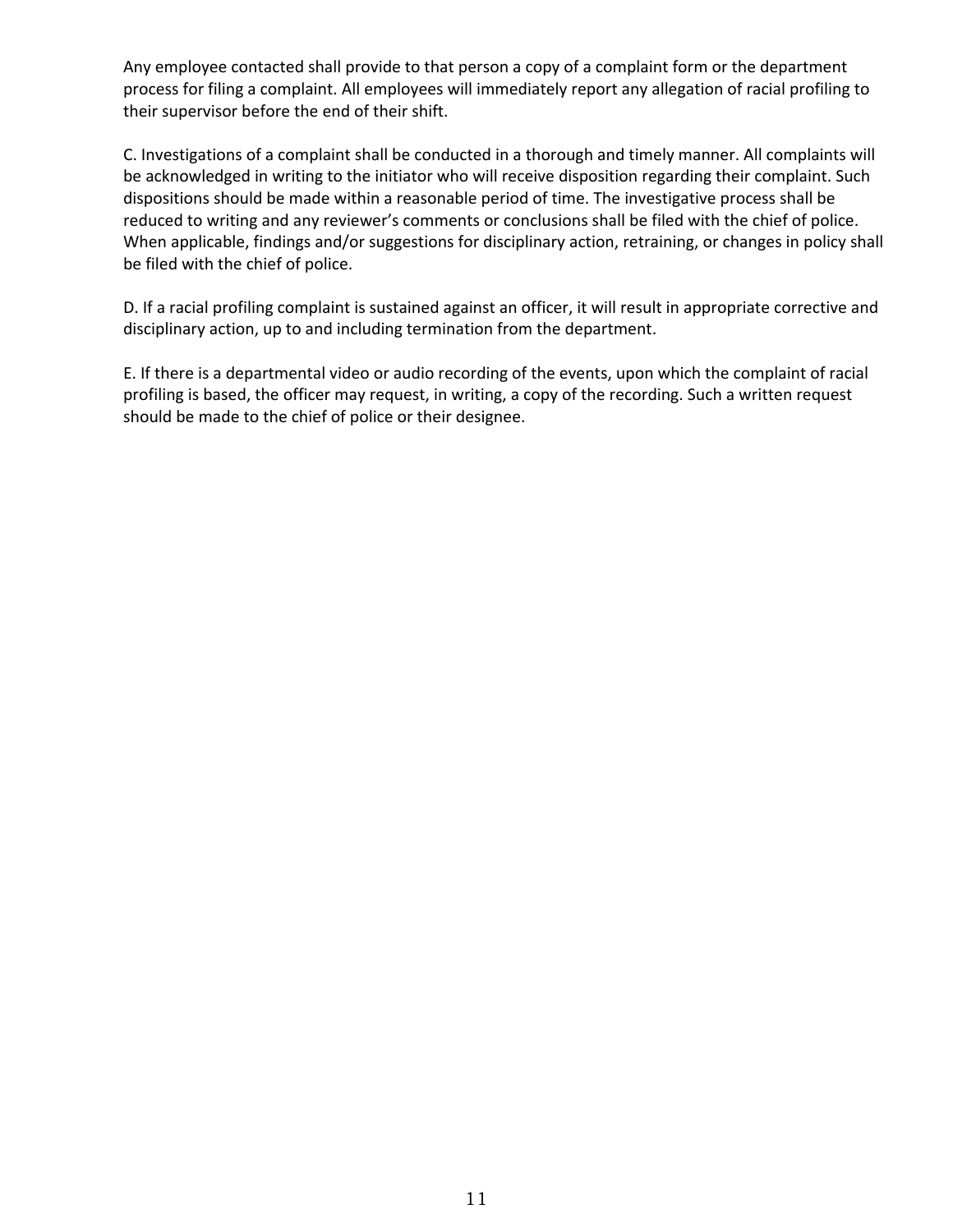Any employee contacted shall provide to that person a copy of a complaint form or the department process for filing a complaint. All employees will immediately report any allegation of racial profiling to their supervisor before the end of their shift.

C. Investigations of a complaint shall be conducted in a thorough and timely manner. All complaints will be acknowledged in writing to the initiator who will receive disposition regarding their complaint. Such dispositions should be made within a reasonable period of time. The investigative process shall be reduced to writing and any reviewer's comments or conclusions shall be filed with the chief of police. When applicable, findings and/or suggestions for disciplinary action, retraining, or changes in policy shall be filed with the chief of police.

D. If a racial profiling complaint is sustained against an officer, it will result in appropriate corrective and disciplinary action, up to and including termination from the department.

E. If there is a departmental video or audio recording of the events, upon which the complaint of racial profiling is based, the officer may request, in writing, a copy of the recording. Such a written request should be made to the chief of police or their designee.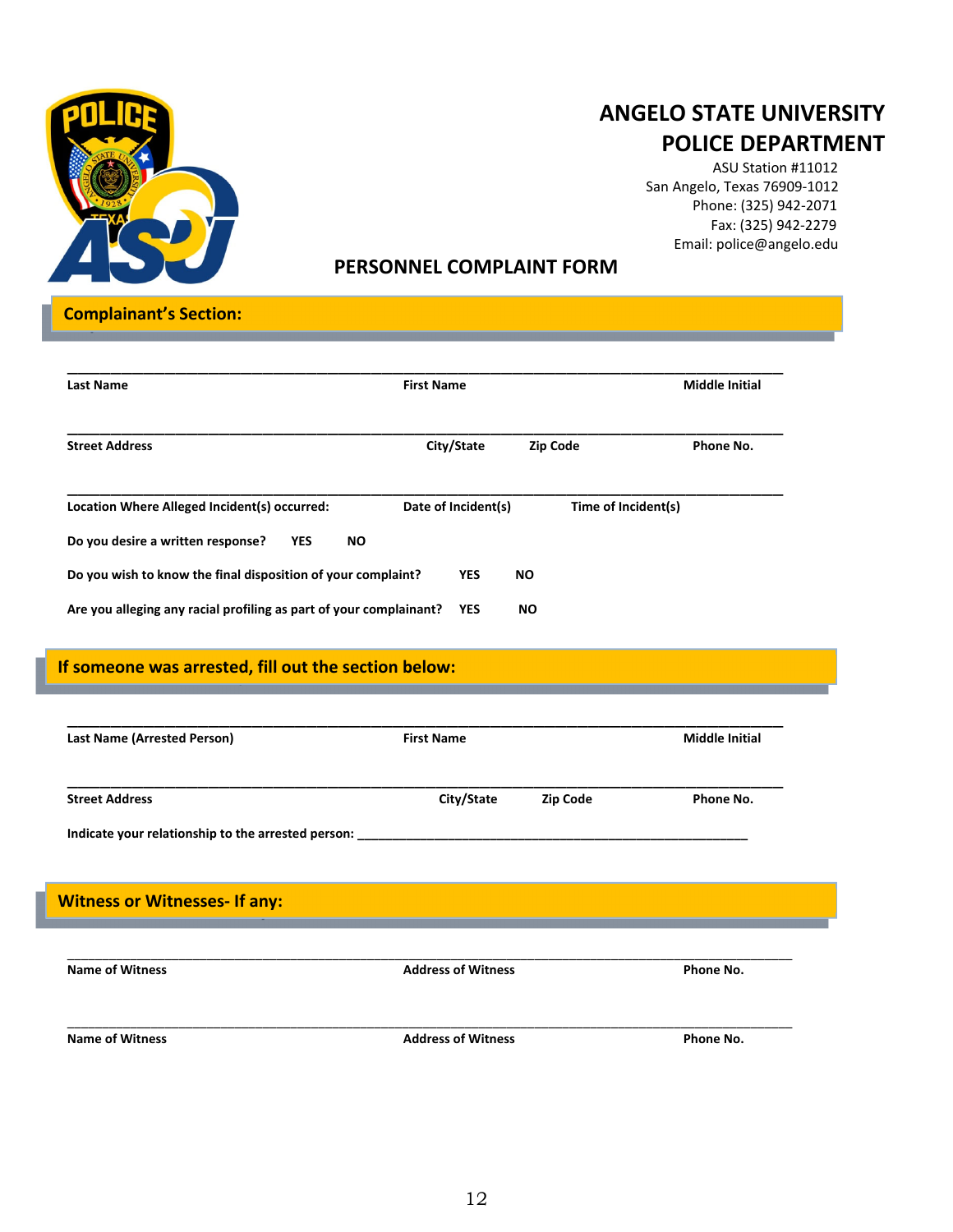# ANGELO STATE UNIVERSITY POLICE DEPARTMENT

ASU Station #11012
San Angelo, Texas 76909-1012
Phone: (325) 942-2071
Fax: (325) 942-2279
Email: police@angelo.edu

## PERSONNEL COMPLAINT FORM

### Complainant's Section:

\_\_\_\_\_\_\_\_\_\_\_\_\_\_\_\_\_\_\_\_\_\_\_\_\_\_\_\_\_\_\_\_\_\_\_\_\_\_\_\_\_\_\_\_\_\_\_\_\_\_\_\_\_\_\_\_\_\_\_\_\_\_\_\_\_\_\_\_\_\_\_\_\_\_\_\_

**Last Name** **First Name** **Middle Initial**

\_\_\_\_\_\_\_\_\_\_\_\_\_\_\_\_\_\_\_\_\_\_\_\_\_\_\_\_\_\_\_\_\_\_\_\_\_\_\_\_\_\_\_\_\_\_\_\_\_\_\_\_\_\_\_\_\_\_\_\_\_\_\_\_\_\_\_\_\_\_\_\_\_\_\_\_

**Street Address** **City/State** **Zip Code** **Phone No.**

\_\_\_\_\_\_\_\_\_\_\_\_\_\_\_\_\_\_\_\_\_\_\_\_\_\_\_\_\_\_\_\_\_\_\_\_\_\_\_\_\_\_\_\_\_\_\_\_\_\_\_\_\_\_\_\_\_\_\_\_\_\_\_\_\_\_\_\_\_\_\_\_\_\_\_\_

**Location Where Alleged Incident(s) occurred:** **Date of Incident(s)** **Time of Incident(s)**

**Do you desire a written response?** **YES** **NO**

**Do you wish to know the final disposition of your complaint?** **YES** **NO**

**Are you alleging any racial profiling as part of your complainant?** **YES** **NO**

### If someone was arrested, fill out the section below:

\_\_\_\_\_\_\_\_\_\_\_\_\_\_\_\_\_\_\_\_\_\_\_\_\_\_\_\_\_\_\_\_\_\_\_\_\_\_\_\_\_\_\_\_\_\_\_\_\_\_\_\_\_\_\_\_\_\_\_\_\_\_\_\_\_\_\_\_\_\_\_\_\_\_\_\_

**Last Name (Arrested Person)** **First Name** **Middle Initial**

\_\_\_\_\_\_\_\_\_\_\_\_\_\_\_\_\_\_\_\_\_\_\_\_\_\_\_\_\_\_\_\_\_\_\_\_\_\_\_\_\_\_\_\_\_\_\_\_\_\_\_\_\_\_\_\_\_\_\_\_\_\_\_\_\_\_\_\_\_\_\_\_\_\_\_\_

**Street Address** **City/State** **Zip Code** **Phone No.**

**Indicate your relationship to the arrested person:** \_\_\_\_\_\_\_\_\_\_\_\_\_\_\_\_\_\_\_\_\_\_\_\_\_\_\_\_\_\_\_\_\_\_\_\_\_\_\_\_\_\_\_\_

### Witness or Witnesses- If any:

\_\_\_\_\_\_\_\_\_\_\_\_\_\_\_\_\_\_\_\_\_\_\_\_\_\_\_\_\_\_\_\_\_\_\_\_\_\_\_\_\_\_\_\_\_\_\_\_\_\_\_\_\_\_\_\_\_\_\_\_\_\_\_\_\_\_\_\_\_\_\_\_\_\_\_\_

**Name of Witness** **Address of Witness** **Phone No.**

\_\_\_\_\_\_\_\_\_\_\_\_\_\_\_\_\_\_\_\_\_\_\_\_\_\_\_\_\_\_\_\_\_\_\_\_\_\_\_\_\_\_\_\_\_\_\_\_\_\_\_\_\_\_\_\_\_\_\_\_\_\_\_\_\_\_\_\_\_\_\_\_\_\_\_\_

**Name of Witness** **Address of Witness** **Phone No.**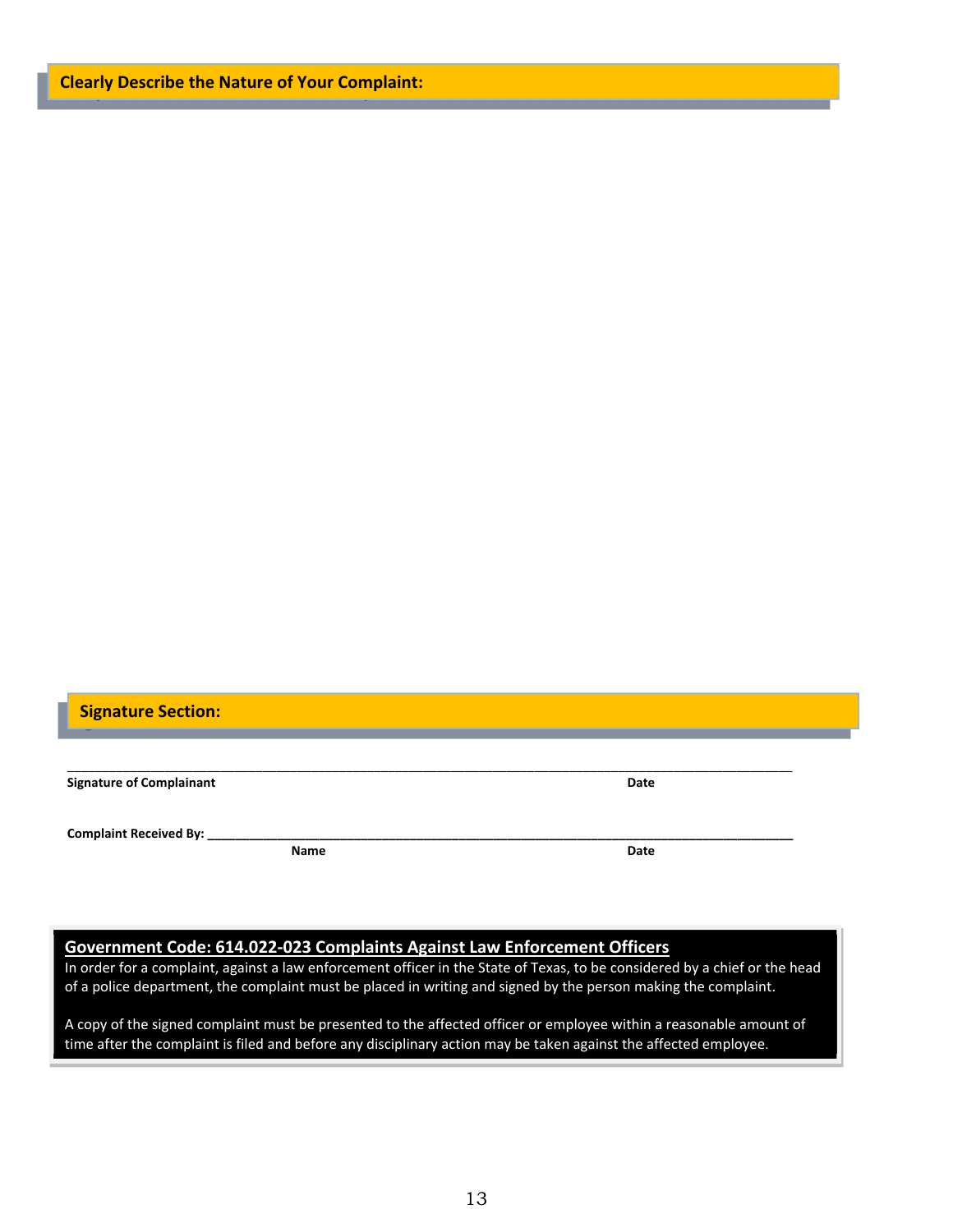## Clearly Describe the Nature of Your Complaint:

## Signature Section:

\_\_\_\_\_\_\_\_\_\_\_\_\_\_\_\_\_\_\_\_\_\_\_\_\_\_\_\_\_\_\_\_\_\_\_\_\_\_\_\_\_\_\_\_\_\_\_\_\_\_\_\_\_\_\_\_\_\_\_\_\_\_\_\_\_\_\_\_\_\_\_\_\_\_\_\_\_\_\_\_\_\_\_\_\_\_\_\_

**Signature of Complainant** **Date**

**Complaint Received By:** \_\_\_\_\_\_\_\_\_\_\_\_\_\_\_\_\_\_\_\_\_\_\_\_\_\_\_\_\_\_\_\_\_\_\_\_\_\_\_\_\_\_\_\_\_\_\_\_\_\_\_\_\_\_\_\_\_\_\_\_\_\_\_\_

**Name** **Date**

**Government Code: 614.022-023 Complaints Against Law Enforcement Officers**

In order for a complaint, against a law enforcement officer in the State of Texas, to be considered by a chief or the head of a police department, the complaint must be placed in writing and signed by the person making the complaint.

A copy of the signed complaint must be presented to the affected officer or employee within a reasonable amount of time after the complaint is filed and before any disciplinary action may be taken against the affected employee.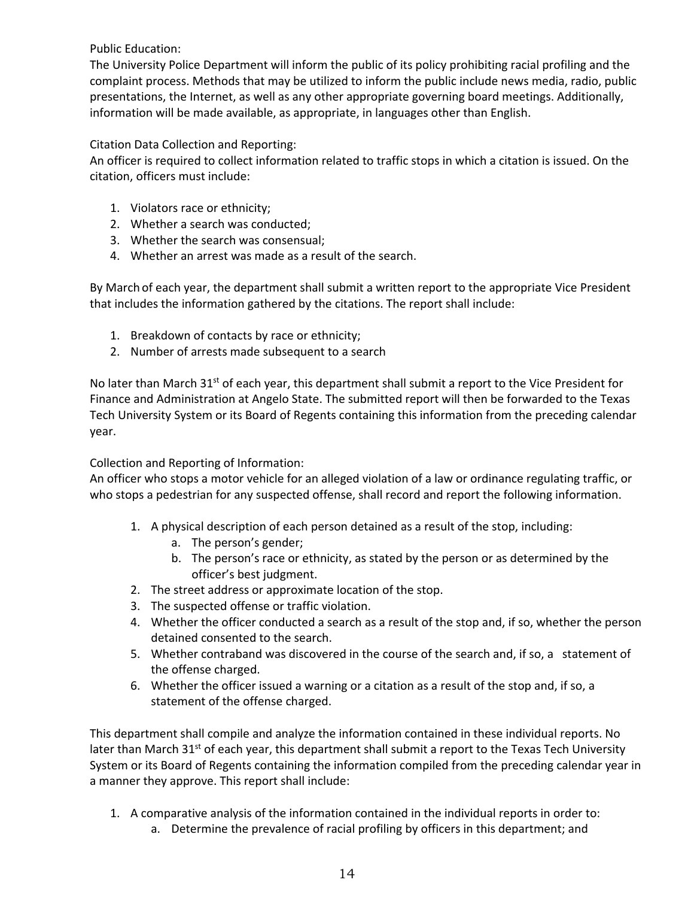Public Education:
The University Police Department will inform the public of its policy prohibiting racial profiling and the complaint process. Methods that may be utilized to inform the public include news media, radio, public presentations, the Internet, as well as any other appropriate governing board meetings. Additionally, information will be made available, as appropriate, in languages other than English.

Citation Data Collection and Reporting:
An officer is required to collect information related to traffic stops in which a citation is issued. On the citation, officers must include:

1. Violators race or ethnicity;
2. Whether a search was conducted;
3. Whether the search was consensual;
4. Whether an arrest was made as a result of the search.

By March of each year, the department shall submit a written report to the appropriate Vice President that includes the information gathered by the citations. The report shall include:

1. Breakdown of contacts by race or ethnicity;
2. Number of arrests made subsequent to a search

No later than March 31st of each year, this department shall submit a report to the Vice President for Finance and Administration at Angelo State. The submitted report will then be forwarded to the Texas Tech University System or its Board of Regents containing this information from the preceding calendar year.

Collection and Reporting of Information:
An officer who stops a motor vehicle for an alleged violation of a law or ordinance regulating traffic, or who stops a pedestrian for any suspected offense, shall record and report the following information.

1. A physical description of each person detained as a result of the stop, including:
    a. The person's gender;
    b. The person's race or ethnicity, as stated by the person or as determined by the officer's best judgment.
2. The street address or approximate location of the stop.
3. The suspected offense or traffic violation.
4. Whether the officer conducted a search as a result of the stop and, if so, whether the person detained consented to the search.
5. Whether contraband was discovered in the course of the search and, if so, a statement of the offense charged.
6. Whether the officer issued a warning or a citation as a result of the stop and, if so, a statement of the offense charged.

This department shall compile and analyze the information contained in these individual reports. No later than March 31st of each year, this department shall submit a report to the Texas Tech University System or its Board of Regents containing the information compiled from the preceding calendar year in a manner they approve. This report shall include:

1. A comparative analysis of the information contained in the individual reports in order to:
    a. Determine the prevalence of racial profiling by officers in this department; and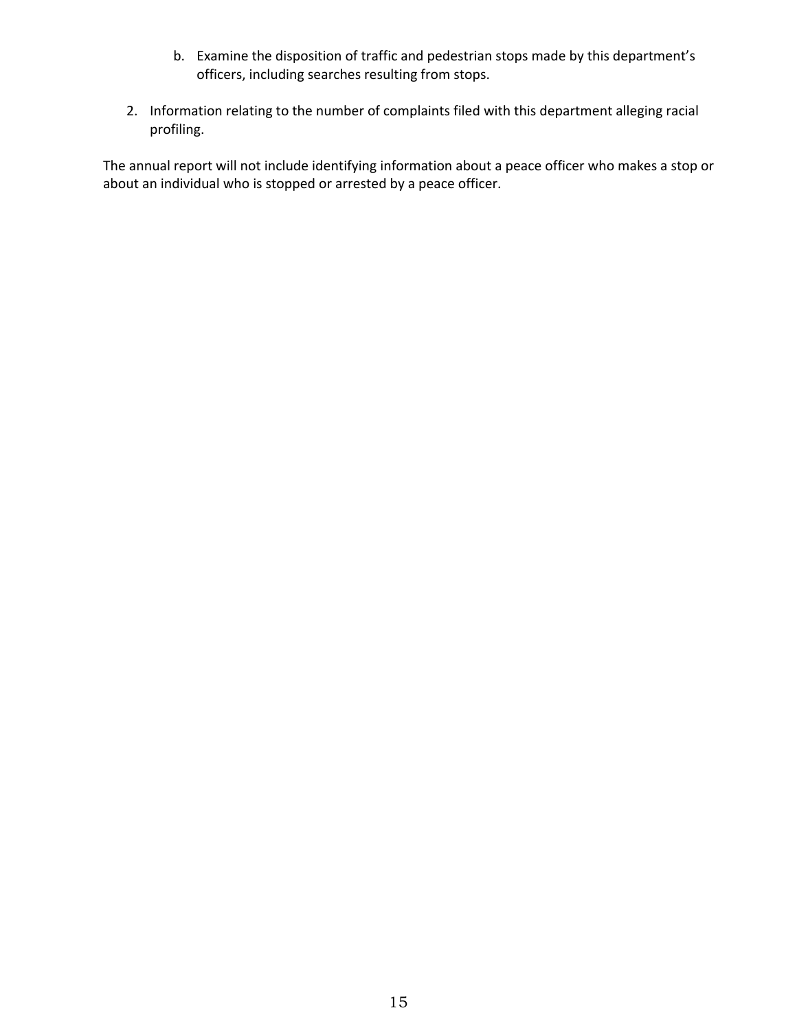b. Examine the disposition of traffic and pedestrian stops made by this department's officers, including searches resulting from stops.

2. Information relating to the number of complaints filed with this department alleging racial profiling.

The annual report will not include identifying information about a peace officer who makes a stop or about an individual who is stopped or arrested by a peace officer.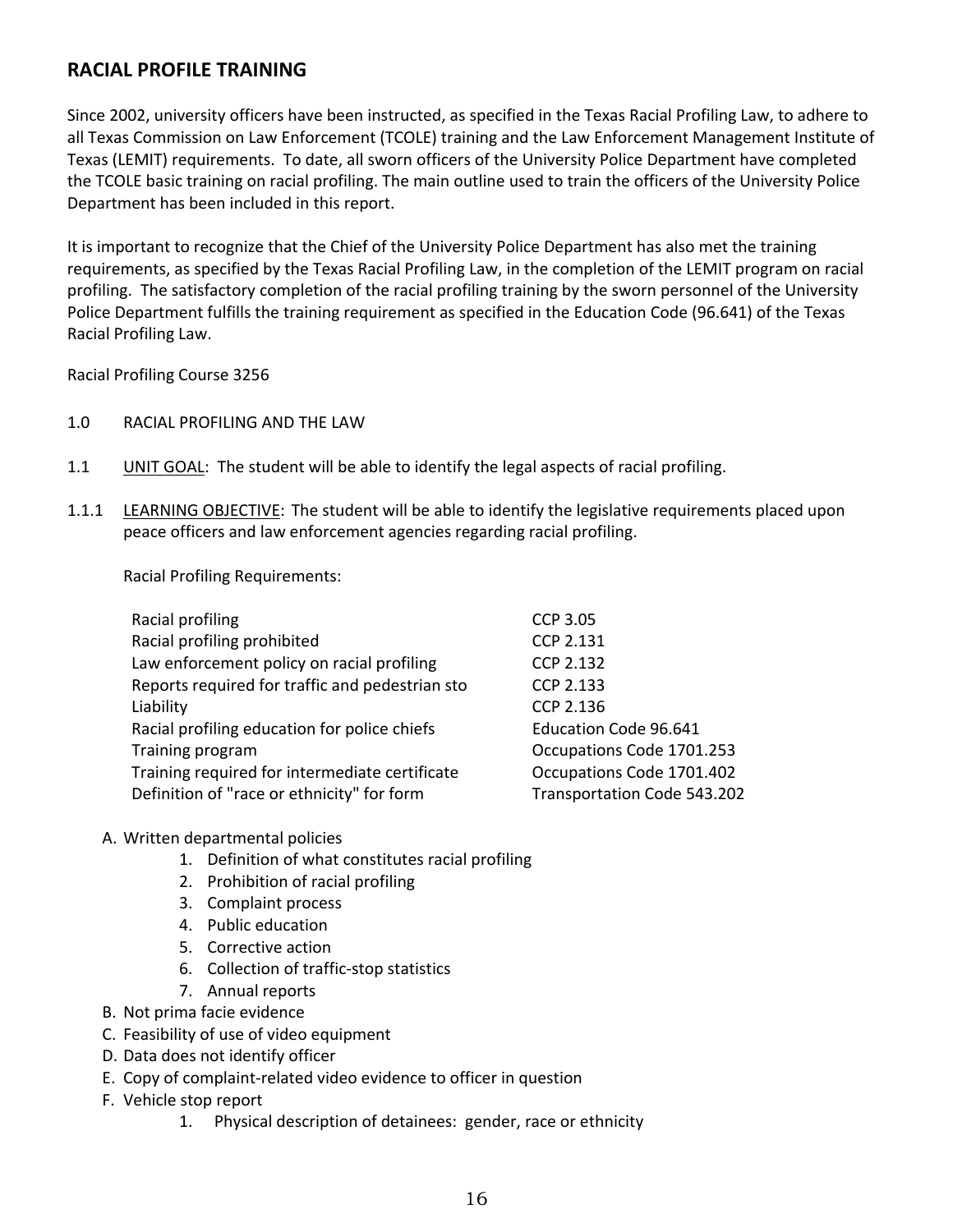## RACIAL PROFILE TRAINING

Since 2002, university officers have been instructed, as specified in the Texas Racial Profiling Law, to adhere to all Texas Commission on Law Enforcement (TCOLE) training and the Law Enforcement Management Institute of Texas (LEMIT) requirements. To date, all sworn officers of the University Police Department have completed the TCOLE basic training on racial profiling. The main outline used to train the officers of the University Police Department has been included in this report.

It is important to recognize that the Chief of the University Police Department has also met the training requirements, as specified by the Texas Racial Profiling Law, in the completion of the LEMIT program on racial profiling. The satisfactory completion of the racial profiling training by the sworn personnel of the University Police Department fulfills the training requirement as specified in the Education Code (96.641) of the Texas Racial Profiling Law.

Racial Profiling Course 3256

1.0 RACIAL PROFILING AND THE LAW

1.1 UNIT GOAL: The student will be able to identify the legal aspects of racial profiling.

1.1.1 LEARNING OBJECTIVE: The student will be able to identify the legislative requirements placed upon peace officers and law enforcement agencies regarding racial profiling.

Racial Profiling Requirements:

| | |
|---|---|
| Racial profiling | CCP 3.05 |
| Racial profiling prohibited | CCP 2.131 |
| Law enforcement policy on racial profiling | CCP 2.132 |
| Reports required for traffic and pedestrian sto | CCP 2.133 |
| Liability | CCP 2.136 |
| Racial profiling education for police chiefs | Education Code 96.641 |
| Training program | Occupations Code 1701.253 |
| Training required for intermediate certificate | Occupations Code 1701.402 |
| Definition of "race or ethnicity" for form | Transportation Code 543.202 |

A. Written departmental policies
   1. Definition of what constitutes racial profiling
   2. Prohibition of racial profiling
   3. Complaint process
   4. Public education
   5. Corrective action
   6. Collection of traffic-stop statistics
   7. Annual reports
B. Not prima facie evidence
C. Feasibility of use of video equipment
D. Data does not identify officer
E. Copy of complaint-related video evidence to officer in question
F. Vehicle stop report
   1. Physical description of detainees: gender, race or ethnicity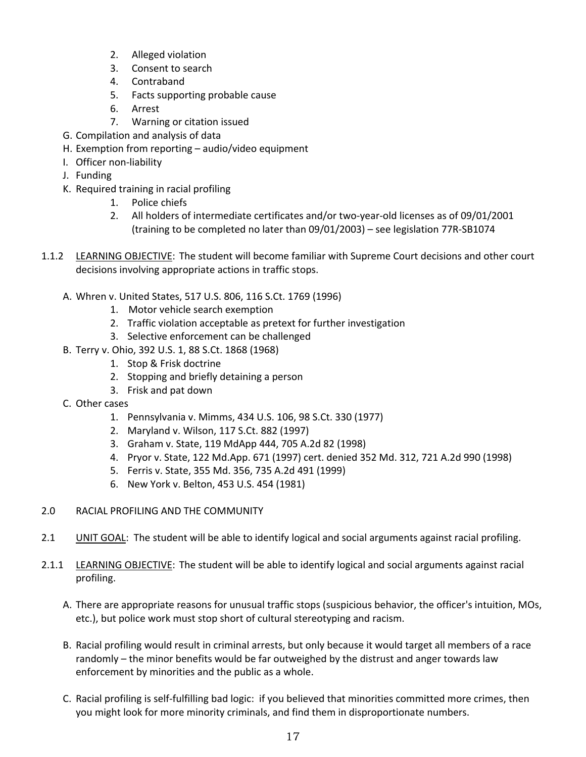2. Alleged violation
   3. Consent to search
   4. Contraband
   5. Facts supporting probable cause
   6. Arrest
   7. Warning or citation issued

G. Compilation and analysis of data

H. Exemption from reporting – audio/video equipment

I. Officer non-liability

J. Funding

K. Required training in racial profiling
   1. Police chiefs
   2. All holders of intermediate certificates and/or two-year-old licenses as of 09/01/2001 (training to be completed no later than 09/01/2003) – see legislation 77R-SB1074

1.1.2 LEARNING OBJECTIVE: The student will become familiar with Supreme Court decisions and other court decisions involving appropriate actions in traffic stops.

A. Whren v. United States, 517 U.S. 806, 116 S.Ct. 1769 (1996)
   1. Motor vehicle search exemption
   2. Traffic violation acceptable as pretext for further investigation
   3. Selective enforcement can be challenged

B. Terry v. Ohio, 392 U.S. 1, 88 S.Ct. 1868 (1968)
   1. Stop & Frisk doctrine
   2. Stopping and briefly detaining a person
   3. Frisk and pat down

C. Other cases
   1. Pennsylvania v. Mimms, 434 U.S. 106, 98 S.Ct. 330 (1977)
   2. Maryland v. Wilson, 117 S.Ct. 882 (1997)
   3. Graham v. State, 119 MdApp 444, 705 A.2d 82 (1998)
   4. Pryor v. State, 122 Md.App. 671 (1997) cert. denied 352 Md. 312, 721 A.2d 990 (1998)
   5. Ferris v. State, 355 Md. 356, 735 A.2d 491 (1999)
   6. New York v. Belton, 453 U.S. 454 (1981)

2.0 RACIAL PROFILING AND THE COMMUNITY

2.1 UNIT GOAL: The student will be able to identify logical and social arguments against racial profiling.

2.1.1 LEARNING OBJECTIVE: The student will be able to identify logical and social arguments against racial profiling.

A. There are appropriate reasons for unusual traffic stops (suspicious behavior, the officer's intuition, MOs, etc.), but police work must stop short of cultural stereotyping and racism.

B. Racial profiling would result in criminal arrests, but only because it would target all members of a race randomly – the minor benefits would be far outweighed by the distrust and anger towards law enforcement by minorities and the public as a whole.

C. Racial profiling is self-fulfilling bad logic: if you believed that minorities committed more crimes, then you might look for more minority criminals, and find them in disproportionate numbers.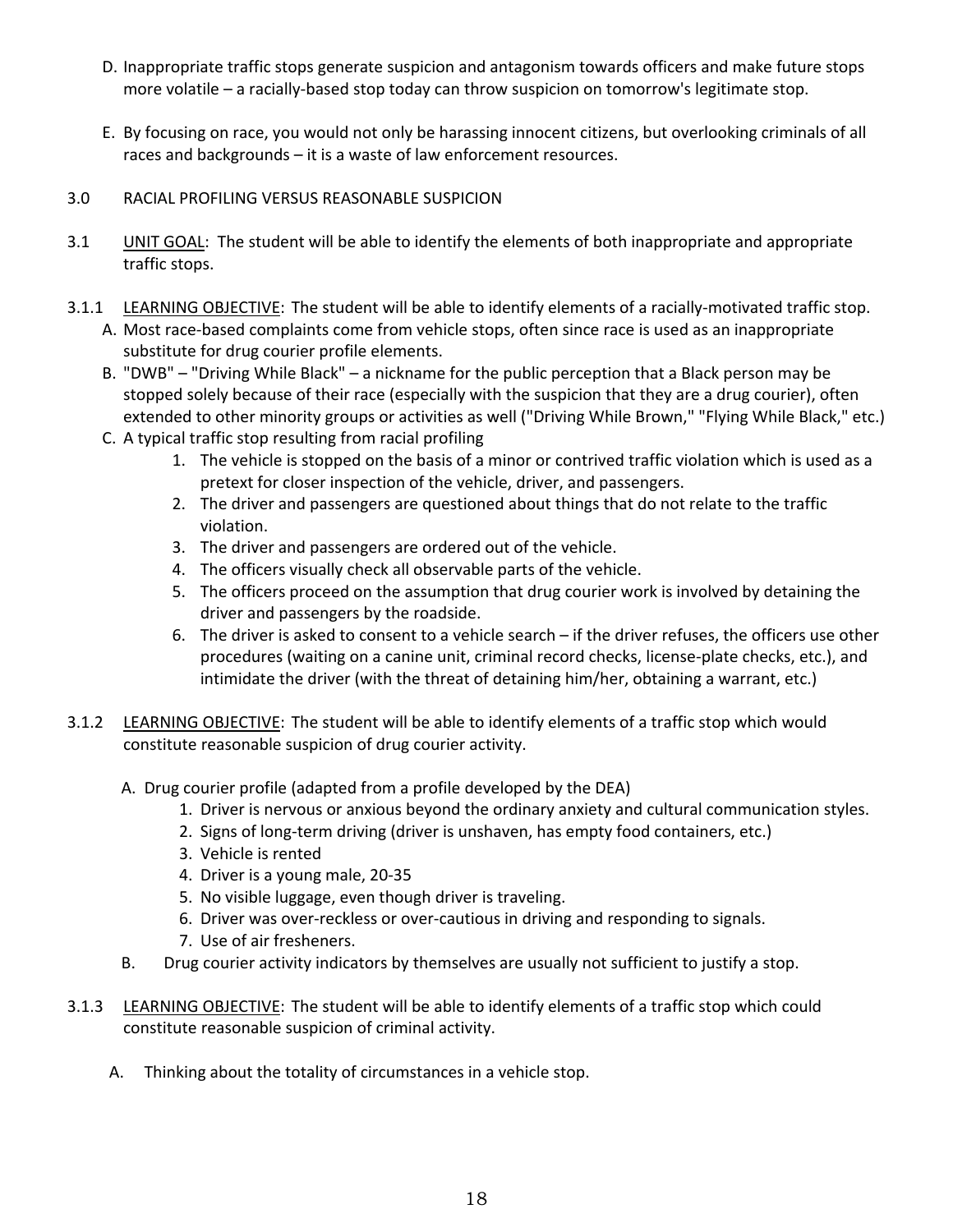D. Inappropriate traffic stops generate suspicion and antagonism towards officers and make future stops more volatile – a racially-based stop today can throw suspicion on tomorrow's legitimate stop.

E. By focusing on race, you would not only be harassing innocent citizens, but overlooking criminals of all races and backgrounds – it is a waste of law enforcement resources.

3.0 RACIAL PROFILING VERSUS REASONABLE SUSPICION

3.1 UNIT GOAL: The student will be able to identify the elements of both inappropriate and appropriate traffic stops.

3.1.1 LEARNING OBJECTIVE: The student will be able to identify elements of a racially-motivated traffic stop.

A. Most race-based complaints come from vehicle stops, often since race is used as an inappropriate substitute for drug courier profile elements.

B. "DWB" – "Driving While Black" – a nickname for the public perception that a Black person may be stopped solely because of their race (especially with the suspicion that they are a drug courier), often extended to other minority groups or activities as well ("Driving While Brown," "Flying While Black," etc.)

C. A typical traffic stop resulting from racial profiling
   1. The vehicle is stopped on the basis of a minor or contrived traffic violation which is used as a pretext for closer inspection of the vehicle, driver, and passengers.
   2. The driver and passengers are questioned about things that do not relate to the traffic violation.
   3. The driver and passengers are ordered out of the vehicle.
   4. The officers visually check all observable parts of the vehicle.
   5. The officers proceed on the assumption that drug courier work is involved by detaining the driver and passengers by the roadside.
   6. The driver is asked to consent to a vehicle search – if the driver refuses, the officers use other procedures (waiting on a canine unit, criminal record checks, license-plate checks, etc.), and intimidate the driver (with the threat of detaining him/her, obtaining a warrant, etc.)

3.1.2 LEARNING OBJECTIVE: The student will be able to identify elements of a traffic stop which would constitute reasonable suspicion of drug courier activity.

A. Drug courier profile (adapted from a profile developed by the DEA)
   1. Driver is nervous or anxious beyond the ordinary anxiety and cultural communication styles.
   2. Signs of long-term driving (driver is unshaven, has empty food containers, etc.)
   3. Vehicle is rented
   4. Driver is a young male, 20-35
   5. No visible luggage, even though driver is traveling.
   6. Driver was over-reckless or over-cautious in driving and responding to signals.
   7. Use of air fresheners.

B. Drug courier activity indicators by themselves are usually not sufficient to justify a stop.

3.1.3 LEARNING OBJECTIVE: The student will be able to identify elements of a traffic stop which could constitute reasonable suspicion of criminal activity.

A. Thinking about the totality of circumstances in a vehicle stop.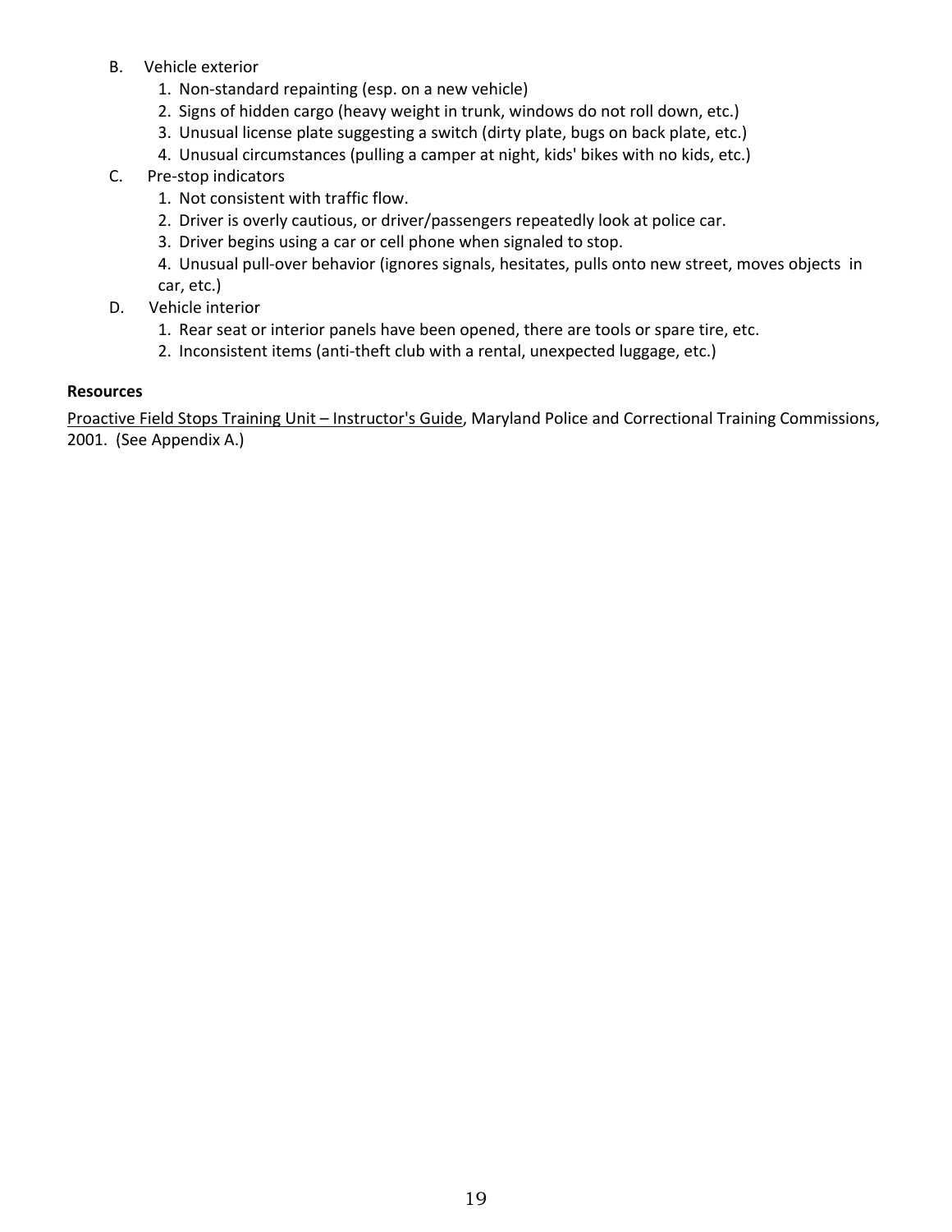B. Vehicle exterior
   1. Non-standard repainting (esp. on a new vehicle)
   2. Signs of hidden cargo (heavy weight in trunk, windows do not roll down, etc.)
   3. Unusual license plate suggesting a switch (dirty plate, bugs on back plate, etc.)
   4. Unusual circumstances (pulling a camper at night, kids' bikes with no kids, etc.)

C. Pre-stop indicators
   1. Not consistent with traffic flow.
   2. Driver is overly cautious, or driver/passengers repeatedly look at police car.
   3. Driver begins using a car or cell phone when signaled to stop.
   4. Unusual pull-over behavior (ignores signals, hesitates, pulls onto new street, moves objects in car, etc.)

D. Vehicle interior
   1. Rear seat or interior panels have been opened, there are tools or spare tire, etc.
   2. Inconsistent items (anti-theft club with a rental, unexpected luggage, etc.)

**Resources**

Proactive Field Stops Training Unit – Instructor's Guide, Maryland Police and Correctional Training Commissions, 2001. (See Appendix A.)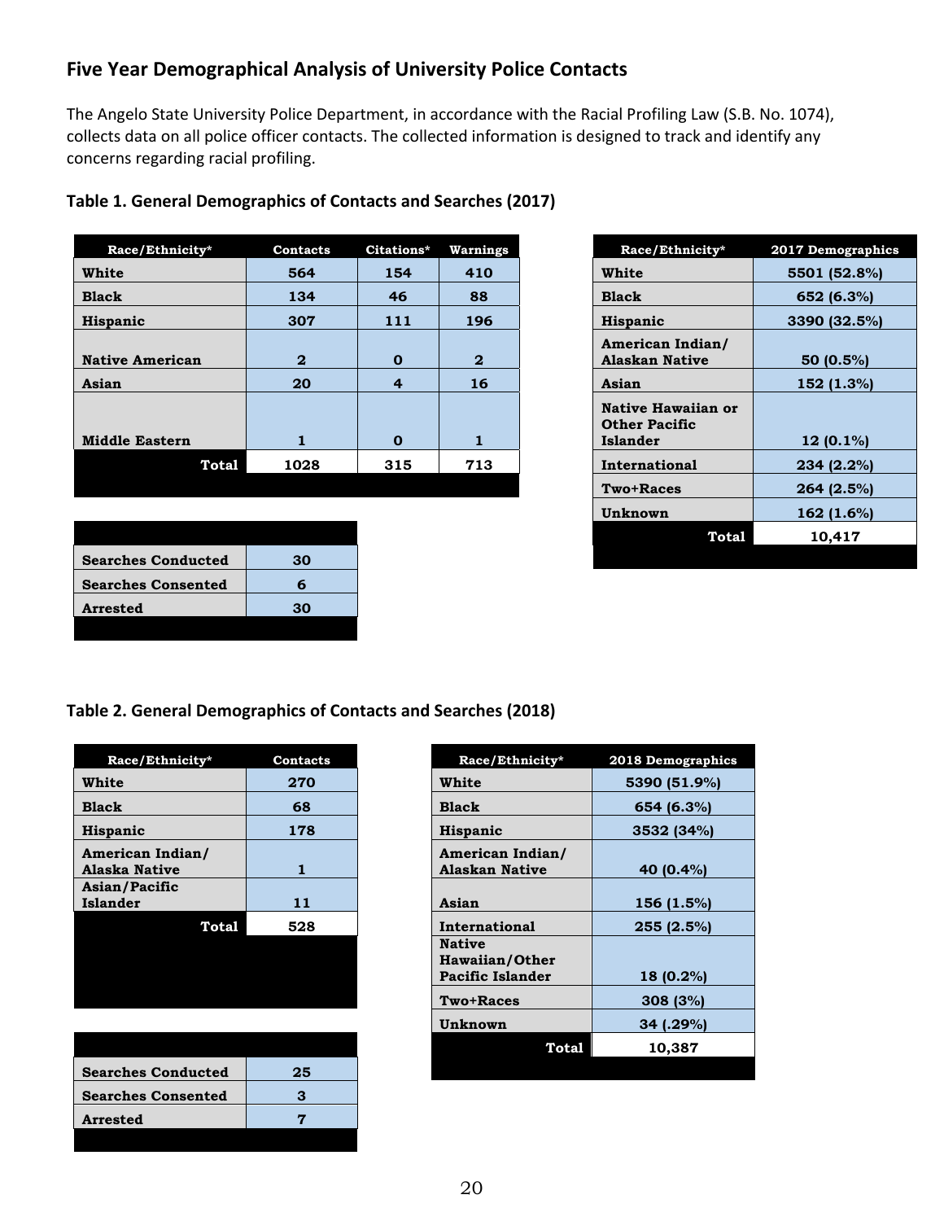## Five Year Demographical Analysis of University Police Contacts

The Angelo State University Police Department, in accordance with the Racial Profiling Law (S.B. No. 1074), collects data on all police officer contacts. The collected information is designed to track and identify any concerns regarding racial profiling.

### Table 1. General Demographics of Contacts and Searches (2017)

| Race/Ethnicity* | Contacts | Citations* | Warnings |
|---|---|---|---|
| White | 564 | 154 | 410 |
| Black | 134 | 46 | 88 |
| Hispanic | 307 | 111 | 196 |
| Native American | 2 | 0 | 2 |
| Asian | 20 | 4 | 16 |
| Middle Eastern | 1 | 0 | 1 |
| Total | 1028 | 315 | 713 |

| | |
|---|---|
| Searches Conducted | 30 |
| Searches Consented | 6 |
| Arrested | 30 |

| Race/Ethnicity* | 2017 Demographics |
|---|---|
| White | 5501 (52.8%) |
| Black | 652 (6.3%) |
| Hispanic | 3390 (32.5%) |
| American Indian/ Alaskan Native | 50 (0.5%) |
| Asian | 152 (1.3%) |
| Native Hawaiian or Other Pacific Islander | 12 (0.1%) |
| International | 234 (2.2%) |
| Two+Races | 264 (2.5%) |
| Unknown | 162 (1.6%) |
| Total | 10,417 |

### Table 2. General Demographics of Contacts and Searches (2018)

| Race/Ethnicity* | Contacts |
|---|---|
| White | 270 |
| Black | 68 |
| Hispanic | 178 |
| American Indian/ Alaska Native | 1 |
| Asian/Pacific Islander | 11 |
| Total | 528 |

| | |
|---|---|
| Searches Conducted | 25 |
| Searches Consented | 3 |
| Arrested | 7 |

| Race/Ethnicity* | 2018 Demographics |
|---|---|
| White | 5390 (51.9%) |
| Black | 654 (6.3%) |
| Hispanic | 3532 (34%) |
| American Indian/ Alaskan Native | 40 (0.4%) |
| Asian | 156 (1.5%) |
| International | 255 (2.5%) |
| Native Hawaiian/Other Pacific Islander | 18 (0.2%) |
| Two+Races | 308 (3%) |
| Unknown | 34 (.29%) |
| Total | 10,387 |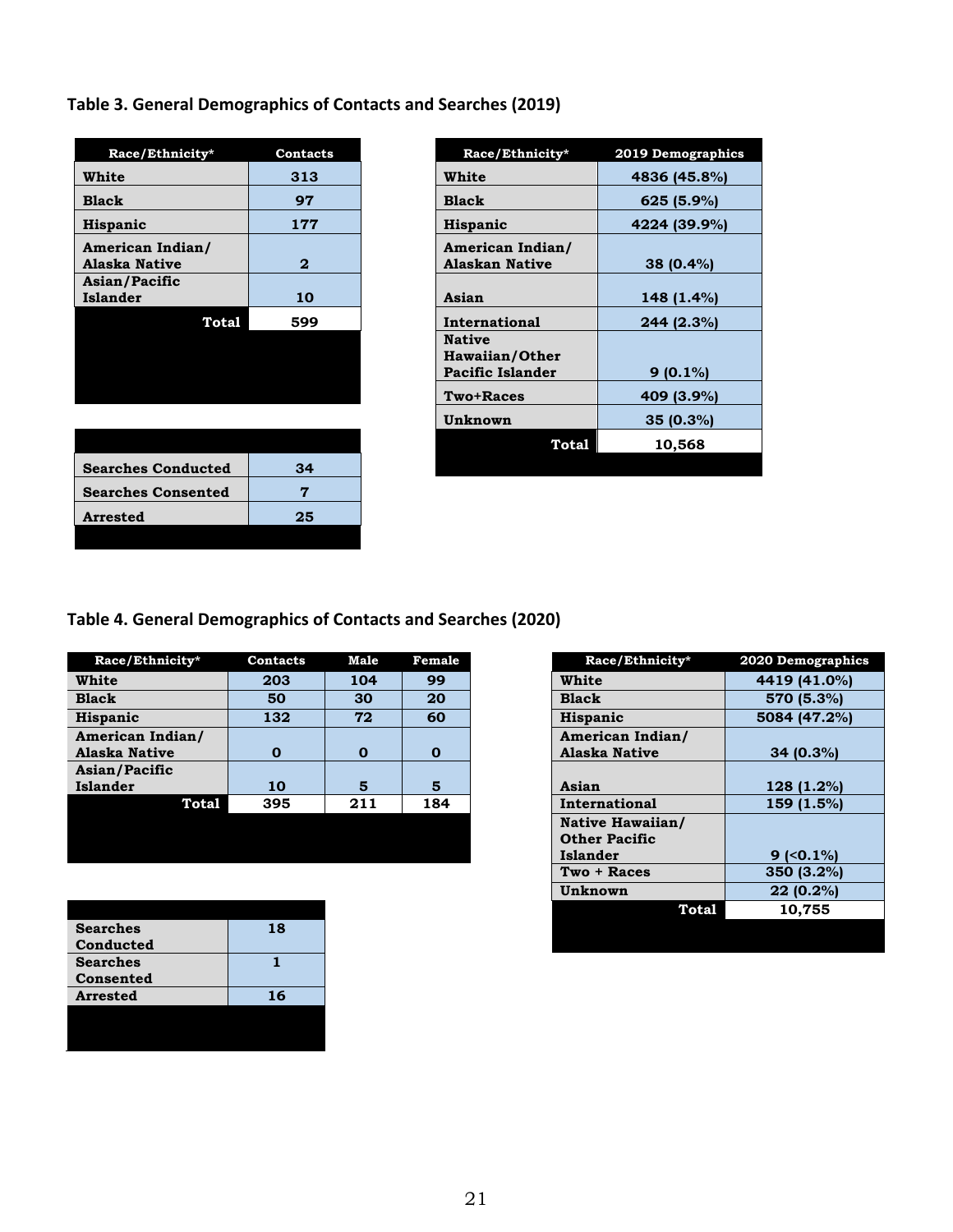**Table 3. General Demographics of Contacts and Searches (2019)**

| Race/Ethnicity* | Contacts |
|---|---|
| White | 313 |
| Black | 97 |
| Hispanic | 177 |
| American Indian/ Alaska Native | 2 |
| Asian/Pacific Islander | 10 |
| Total | 599 |

| | |
|---|---|
| Searches Conducted | 34 |
| Searches Consented | 7 |
| Arrested | 25 |

| Race/Ethnicity* | 2019 Demographics |
|---|---|
| White | 4836 (45.8%) |
| Black | 625 (5.9%) |
| Hispanic | 4224 (39.9%) |
| American Indian/ Alaskan Native | 38 (0.4%) |
| Asian | 148 (1.4%) |
| International | 244 (2.3%) |
| Native Hawaiian/Other Pacific Islander | 9 (0.1%) |
| Two+Races | 409 (3.9%) |
| Unknown | 35 (0.3%) |
| Total | 10,568 |

**Table 4. General Demographics of Contacts and Searches (2020)**

| Race/Ethnicity* | Contacts | Male | Female |
|---|---|---|---|
| White | 203 | 104 | 99 |
| Black | 50 | 30 | 20 |
| Hispanic | 132 | 72 | 60 |
| American Indian/ Alaska Native | 0 | 0 | 0 |
| Asian/Pacific Islander | 10 | 5 | 5 |
| Total | 395 | 211 | 184 |

| | |
|---|---|
| Searches Conducted | 18 |
| Searches Consented | 1 |
| Arrested | 16 |

| Race/Ethnicity* | 2020 Demographics |
|---|---|
| White | 4419 (41.0%) |
| Black | 570 (5.3%) |
| Hispanic | 5084 (47.2%) |
| American Indian/ Alaska Native | 34 (0.3%) |
| Asian | 128 (1.2%) |
| International | 159 (1.5%) |
| Native Hawaiian/ Other Pacific Islander | 9 (<0.1%) |
| Two + Races | 350 (3.2%) |
| Unknown | 22 (0.2%) |
| Total | 10,755 |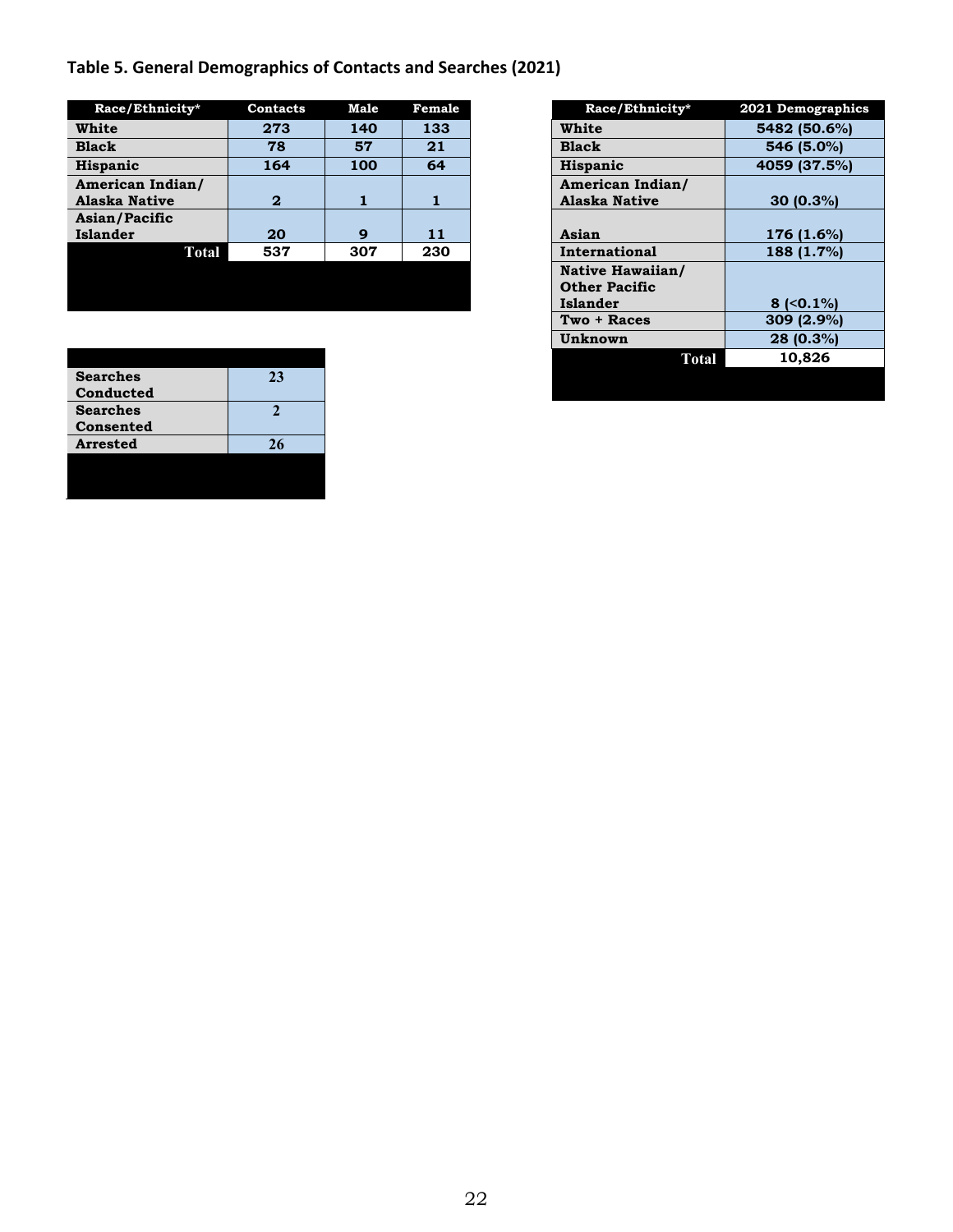### Table 5. General Demographics of Contacts and Searches (2021)

| Race/Ethnicity* | Contacts | Male | Female |
|---|---|---|---|
| White | 273 | 140 | 133 |
| Black | 78 | 57 | 21 |
| Hispanic | 164 | 100 | 64 |
| American Indian/ Alaska Native | 2 | 1 | 1 |
| Asian/Pacific Islander | 20 | 9 | 11 |
| Total | 537 | 307 | 230 |

| Race/Ethnicity* | 2021 Demographics |
|---|---|
| White | 5482 (50.6%) |
| Black | 546 (5.0%) |
| Hispanic | 4059 (37.5%) |
| American Indian/ Alaska Native | 30 (0.3%) |
| Asian | 176 (1.6%) |
| International | 188 (1.7%) |
| Native Hawaiian/ Other Pacific Islander | 8 (<0.1%) |
| Two + Races | 309 (2.9%) |
| Unknown | 28 (0.3%) |
| Total | 10,826 |

| | |
|---|---|
| Searches Conducted | 23 |
| Searches Consented | 2 |
| Arrested | 26 |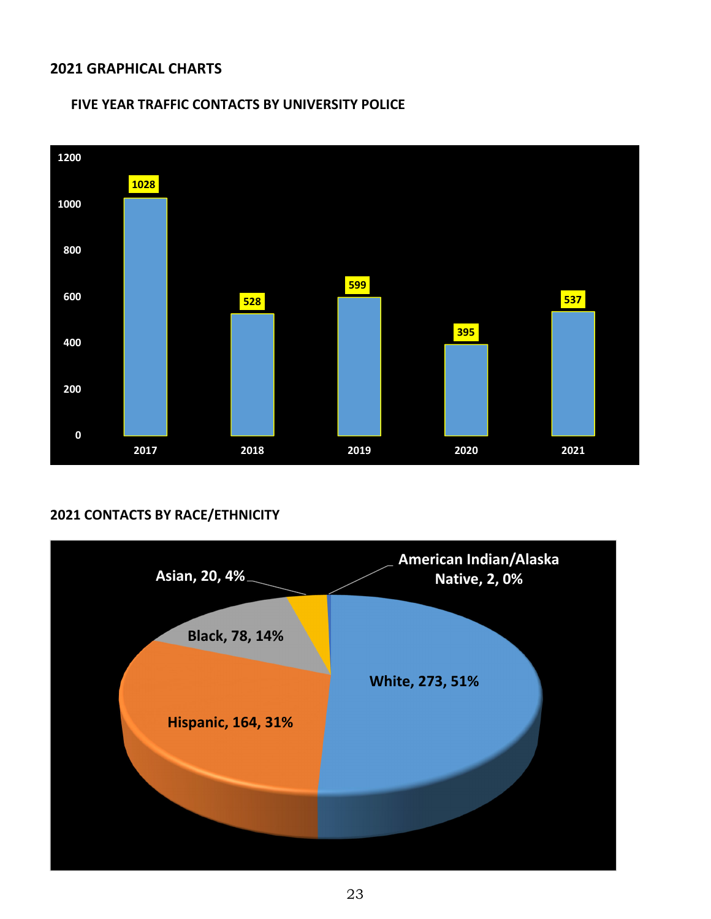## 2021 GRAPHICAL CHARTS

### FIVE YEAR TRAFFIC CONTACTS BY UNIVERSITY POLICE

| Year | Contacts |
|---|---|
| 2017 | 1028 |
| 2018 | 528 |
| 2019 | 599 |
| 2020 | 395 |
| 2021 | 537 |

### 2021 CONTACTS BY RACE/ETHNICITY

| Race/Ethnicity | Contacts | Percent |
|---|---|---|
| White | 273 | 51% |
| Hispanic | 164 | 31% |
| Black | 78 | 14% |
| Asian | 20 | 4% |
| American Indian/Alaska Native | 2 | 0% |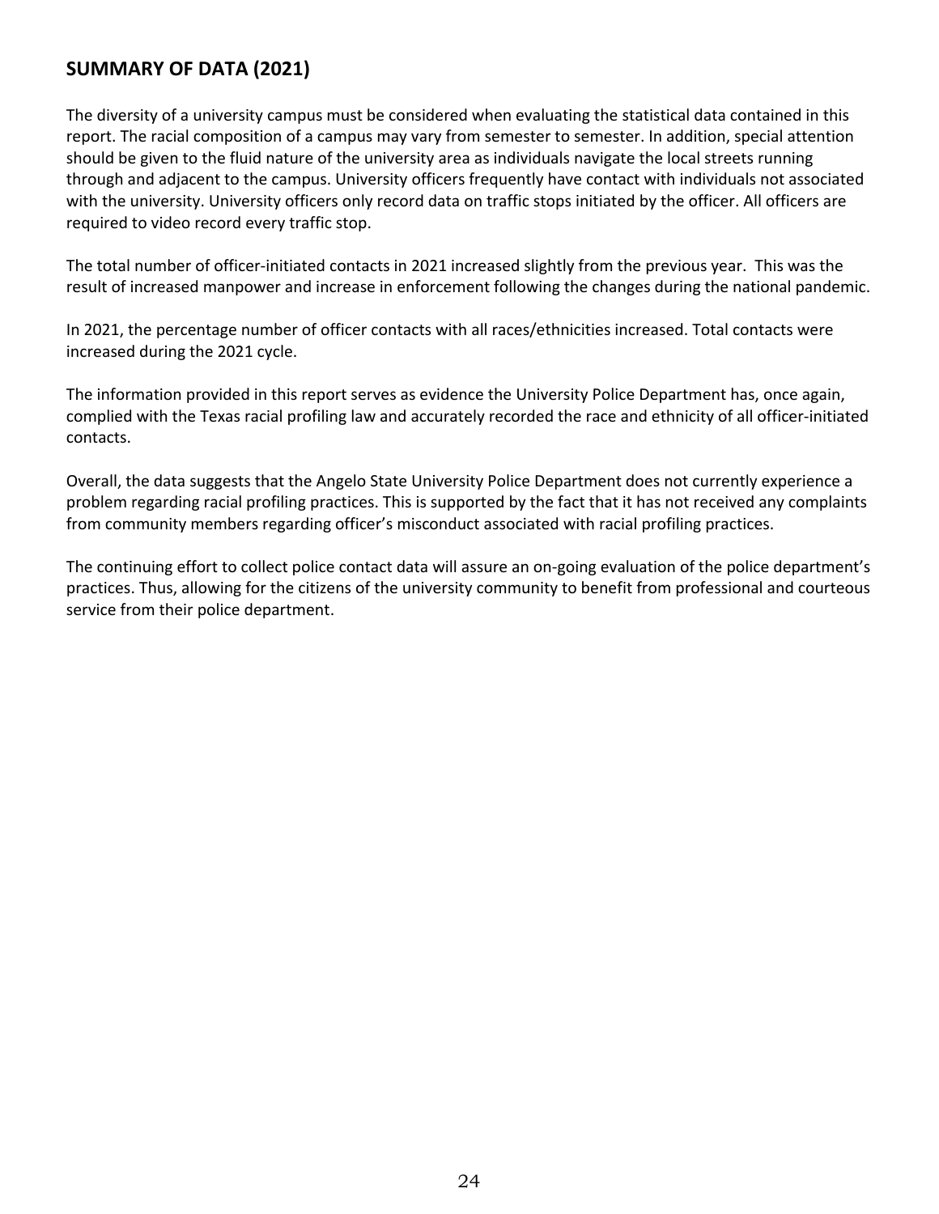## SUMMARY OF DATA (2021)

The diversity of a university campus must be considered when evaluating the statistical data contained in this report. The racial composition of a campus may vary from semester to semester. In addition, special attention should be given to the fluid nature of the university area as individuals navigate the local streets running through and adjacent to the campus. University officers frequently have contact with individuals not associated with the university. University officers only record data on traffic stops initiated by the officer. All officers are required to video record every traffic stop.

The total number of officer-initiated contacts in 2021 increased slightly from the previous year. This was the result of increased manpower and increase in enforcement following the changes during the national pandemic.

In 2021, the percentage number of officer contacts with all races/ethnicities increased. Total contacts were increased during the 2021 cycle.

The information provided in this report serves as evidence the University Police Department has, once again, complied with the Texas racial profiling law and accurately recorded the race and ethnicity of all officer-initiated contacts.

Overall, the data suggests that the Angelo State University Police Department does not currently experience a problem regarding racial profiling practices. This is supported by the fact that it has not received any complaints from community members regarding officer's misconduct associated with racial profiling practices.

The continuing effort to collect police contact data will assure an on-going evaluation of the police department's practices. Thus, allowing for the citizens of the university community to benefit from professional and courteous service from their police department.